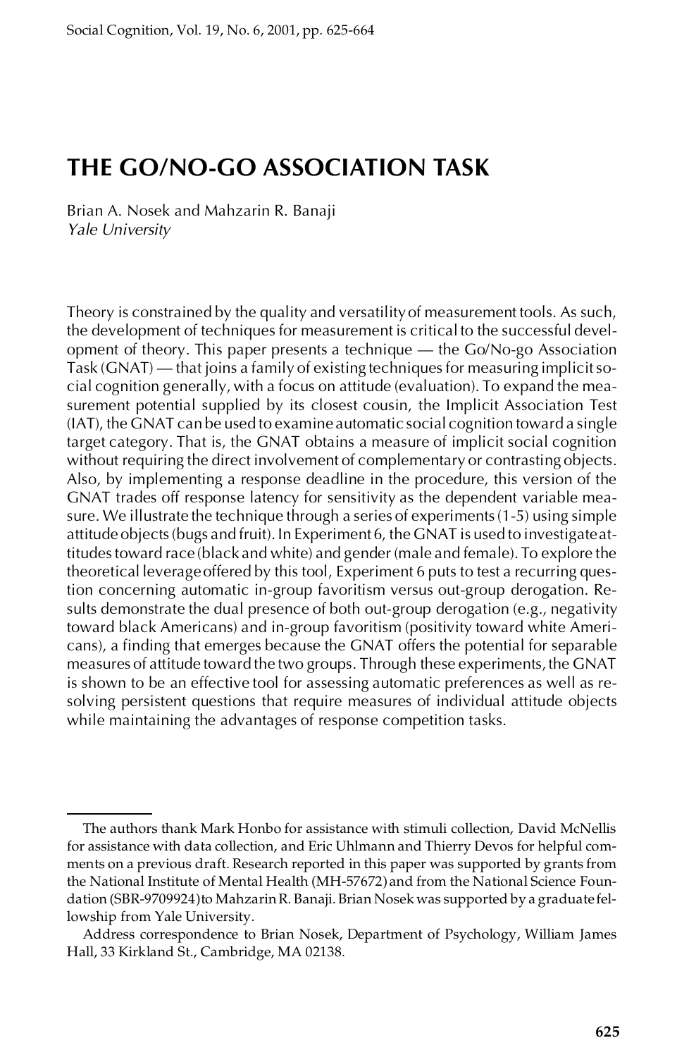# THE GO/NO-GO ASSOCIATION TASK

Brian A. Nosek and Mahzarin R. Banaji
*Yale University*

Theory is constrained by the quality and versatility of measurement tools. As such, the development of techniques for measurement is critical to the successful development of theory. This paper presents a technique — the Go/No-go Association Task (GNAT) — that joins a family of existing techniques for measuring implicit social cognition generally, with a focus on attitude (evaluation). To expand the measurement potential supplied by its closest cousin, the Implicit Association Test (IAT), the GNAT can be used to examine automatic social cognition toward a single target category. That is, the GNAT obtains a measure of implicit social cognition without requiring the direct involvement of complementary or contrasting objects. Also, by implementing a response deadline in the procedure, this version of the GNAT trades off response latency for sensitivity as the dependent variable measure. We illustrate the technique through a series of experiments (1-5) using simple attitude objects (bugs and fruit). In Experiment 6, the GNAT is used to investigate attitudes toward race (black and white) and gender (male and female). To explore the theoretical leverage offered by this tool, Experiment 6 puts to test a recurring question concerning automatic in-group favoritism versus out-group derogation. Results demonstrate the dual presence of both out-group derogation (e.g., negativity toward black Americans) and in-group favoritism (positivity toward white Americans), a finding that emerges because the GNAT offers the potential for separable measures of attitude toward the two groups. Through these experiments, the GNAT is shown to be an effective tool for assessing automatic preferences as well as resolving persistent questions that require measures of individual attitude objects while maintaining the advantages of response competition tasks.

---

The authors thank Mark Honbo for assistance with stimuli collection, David McNellis for assistance with data collection, and Eric Uhlmann and Thierry Devos for helpful comments on a previous draft. Research reported in this paper was supported by grants from the National Institute of Mental Health (MH-57672) and from the National Science Foundation (SBR-9709924) to Mahzarin R. Banaji. Brian Nosek was supported by a graduate fellowship from Yale University.

Address correspondence to Brian Nosek, Department of Psychology, William James Hall, 33 Kirkland St., Cambridge, MA 02138.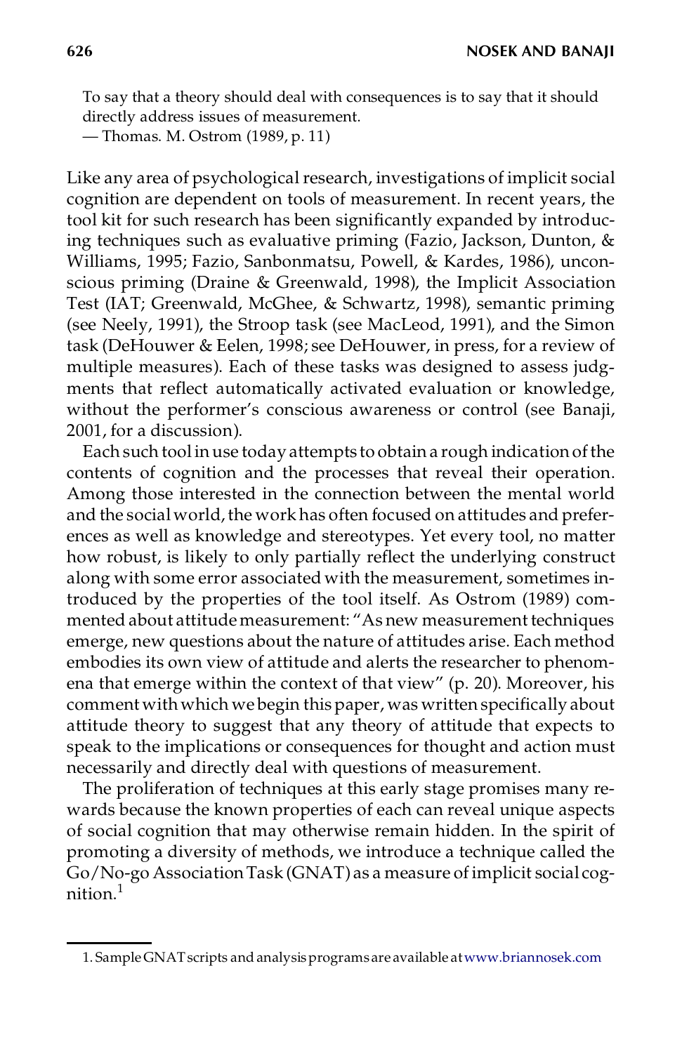> To say that a theory should deal with consequences is to say that it should directly address issues of measurement.
> — Thomas. M. Ostrom (1989, p. 11)

Like any area of psychological research, investigations of implicit social cognition are dependent on tools of measurement. In recent years, the tool kit for such research has been significantly expanded by introducing techniques such as evaluative priming (Fazio, Jackson, Dunton, & Williams, 1995; Fazio, Sanbonmatsu, Powell, & Kardes, 1986), unconscious priming (Draine & Greenwald, 1998), the Implicit Association Test (IAT; Greenwald, McGhee, & Schwartz, 1998), semantic priming (see Neely, 1991), the Stroop task (see MacLeod, 1991), and the Simon task (DeHouwer & Eelen, 1998; see DeHouwer, in press, for a review of multiple measures). Each of these tasks was designed to assess judgments that reflect automatically activated evaluation or knowledge, without the performer's conscious awareness or control (see Banaji, 2001, for a discussion).

Each such tool in use today attempts to obtain a rough indication of the contents of cognition and the processes that reveal their operation. Among those interested in the connection between the mental world and the social world, the work has often focused on attitudes and preferences as well as knowledge and stereotypes. Yet every tool, no matter how robust, is likely to only partially reflect the underlying construct along with some error associated with the measurement, sometimes introduced by the properties of the tool itself. As Ostrom (1989) commented about attitude measurement: "As new measurement techniques emerge, new questions about the nature of attitudes arise. Each method embodies its own view of attitude and alerts the researcher to phenomena that emerge within the context of that view" (p. 20). Moreover, his comment with which we begin this paper, was written specifically about attitude theory to suggest that any theory of attitude that expects to speak to the implications or consequences for thought and action must necessarily and directly deal with questions of measurement.

The proliferation of techniques at this early stage promises many rewards because the known properties of each can reveal unique aspects of social cognition that may otherwise remain hidden. In the spirit of promoting a diversity of methods, we introduce a technique called the Go/No-go Association Task (GNAT) as a measure of implicit social cognition.[1]

1. Sample GNAT scripts and analysis programs are available at www.briannosek.com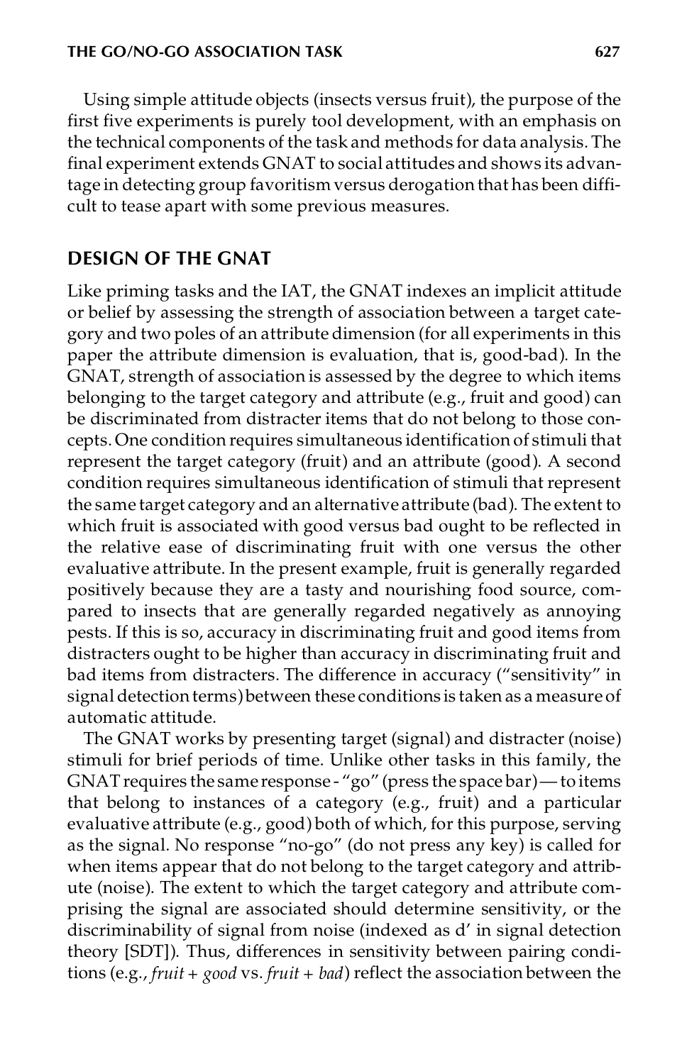Using simple attitude objects (insects versus fruit), the purpose of the first five experiments is purely tool development, with an emphasis on the technical components of the task and methods for data analysis. The final experiment extends GNAT to social attitudes and shows its advantage in detecting group favoritism versus derogation that has been difficult to tease apart with some previous measures.

## DESIGN OF THE GNAT

Like priming tasks and the IAT, the GNAT indexes an implicit attitude or belief by assessing the strength of association between a target category and two poles of an attribute dimension (for all experiments in this paper the attribute dimension is evaluation, that is, good-bad). In the GNAT, strength of association is assessed by the degree to which items belonging to the target category and attribute (e.g., fruit and good) can be discriminated from distracter items that do not belong to those concepts. One condition requires simultaneous identification of stimuli that represent the target category (fruit) and an attribute (good). A second condition requires simultaneous identification of stimuli that represent the same target category and an alternative attribute (bad). The extent to which fruit is associated with good versus bad ought to be reflected in the relative ease of discriminating fruit with one versus the other evaluative attribute. In the present example, fruit is generally regarded positively because they are a tasty and nourishing food source, compared to insects that are generally regarded negatively as annoying pests. If this is so, accuracy in discriminating fruit and good items from distracters ought to be higher than accuracy in discriminating fruit and bad items from distracters. The difference in accuracy ("sensitivity" in signal detection terms) between these conditions is taken as a measure of automatic attitude.

The GNAT works by presenting target (signal) and distracter (noise) stimuli for brief periods of time. Unlike other tasks in this family, the GNAT requires the same response - "go" (press the space bar)— to items that belong to instances of a category (e.g., fruit) and a particular evaluative attribute (e.g., good) both of which, for this purpose, serving as the signal. No response "no-go" (do not press any key) is called for when items appear that do not belong to the target category and attribute (noise). The extent to which the target category and attribute comprising the signal are associated should determine sensitivity, or the discriminability of signal from noise (indexed as d' in signal detection theory [SDT]). Thus, differences in sensitivity between pairing conditions (e.g., *fruit + good* vs. *fruit + bad*) reflect the association between the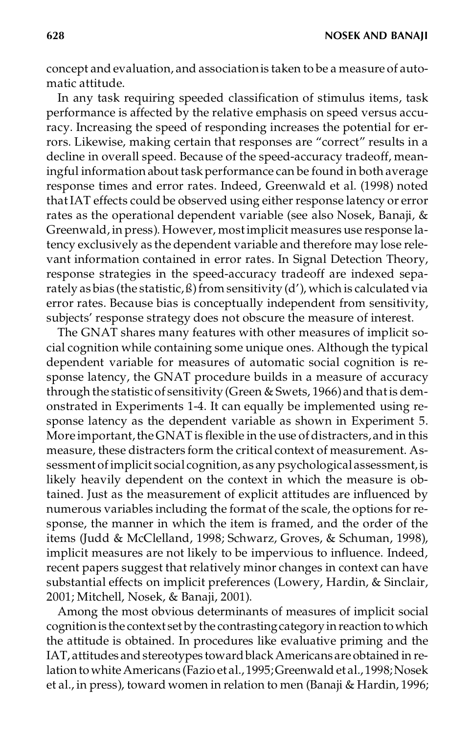concept and evaluation, and association is taken to be a measure of automatic attitude.

In any task requiring speeded classification of stimulus items, task performance is affected by the relative emphasis on speed versus accuracy. Increasing the speed of responding increases the potential for errors. Likewise, making certain that responses are "correct" results in a decline in overall speed. Because of the speed-accuracy tradeoff, meaningful information about task performance can be found in both average response times and error rates. Indeed, Greenwald et al. (1998) noted that IAT effects could be observed using either response latency or error rates as the operational dependent variable (see also Nosek, Banaji, & Greenwald, in press). However, most implicit measures use response latency exclusively as the dependent variable and therefore may lose relevant information contained in error rates. In Signal Detection Theory, response strategies in the speed-accuracy tradeoff are indexed separately as bias (the statistic, ß) from sensitivity (d'), which is calculated via error rates. Because bias is conceptually independent from sensitivity, subjects' response strategy does not obscure the measure of interest.

The GNAT shares many features with other measures of implicit social cognition while containing some unique ones. Although the typical dependent variable for measures of automatic social cognition is response latency, the GNAT procedure builds in a measure of accuracy through the statistic of sensitivity (Green & Swets, 1966) and that is demonstrated in Experiments 1-4. It can equally be implemented using response latency as the dependent variable as shown in Experiment 5. More important, the GNAT is flexible in the use of distracters, and in this measure, these distracters form the critical context of measurement. Assessment of implicit social cognition, as any psychological assessment, is likely heavily dependent on the context in which the measure is obtained. Just as the measurement of explicit attitudes are influenced by numerous variables including the format of the scale, the options for response, the manner in which the item is framed, and the order of the items (Judd & McClelland, 1998; Schwarz, Groves, & Schuman, 1998), implicit measures are not likely to be impervious to influence. Indeed, recent papers suggest that relatively minor changes in context can have substantial effects on implicit preferences (Lowery, Hardin, & Sinclair, 2001; Mitchell, Nosek, & Banaji, 2001).

Among the most obvious determinants of measures of implicit social cognition is the context set by the contrasting category in reaction to which the attitude is obtained. In procedures like evaluative priming and the IAT, attitudes and stereotypes toward black Americans are obtained in relation to white Americans (Fazio et al., 1995; Greenwald et al., 1998; Nosek et al., in press), toward women in relation to men (Banaji & Hardin, 1996;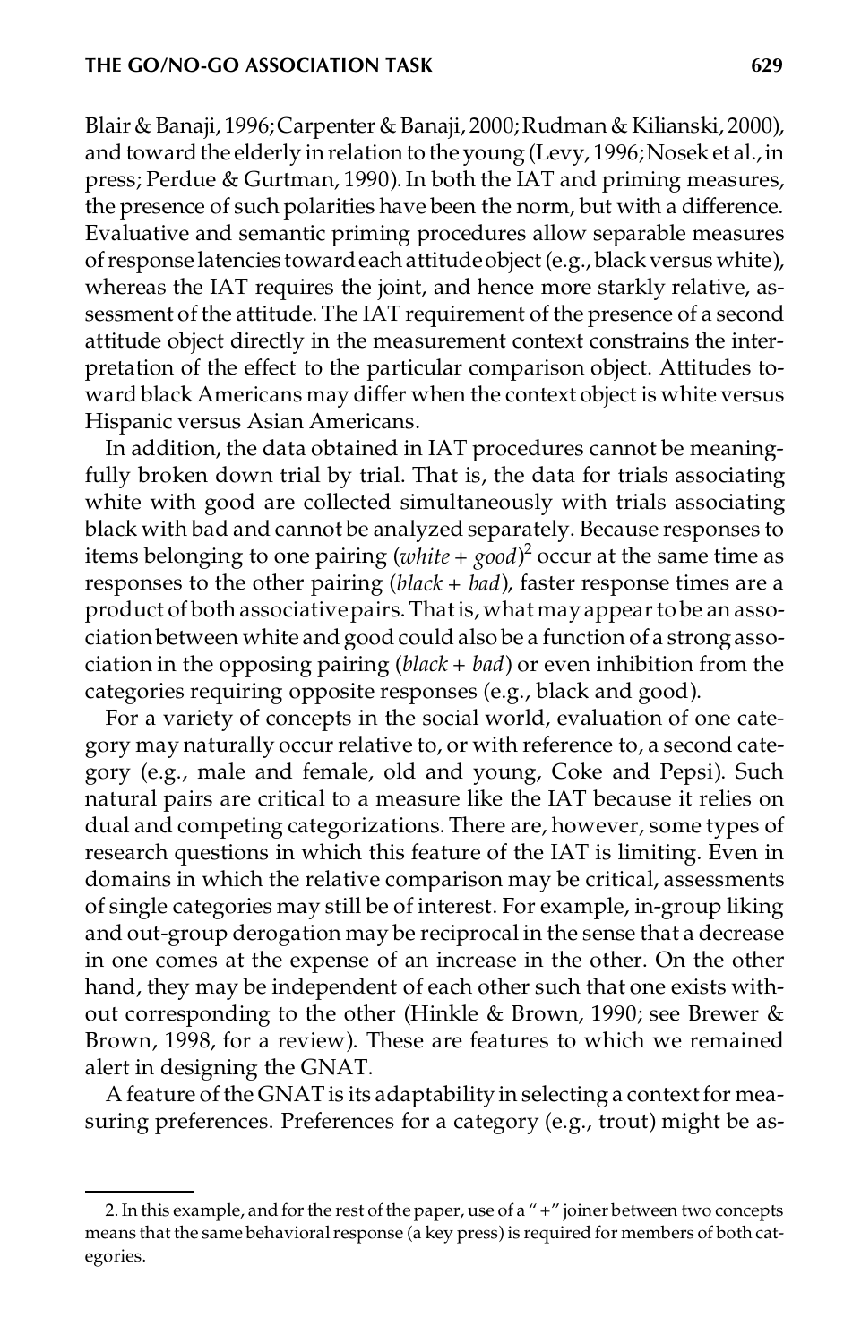Blair & Banaji, 1996; Carpenter & Banaji, 2000; Rudman & Kilianski, 2000), and toward the elderly in relation to the young (Levy, 1996; Nosek et al., in press; Perdue & Gurtman, 1990). In both the IAT and priming measures, the presence of such polarities have been the norm, but with a difference. Evaluative and semantic priming procedures allow separable measures of response latencies toward each attitude object (e.g., black versus white), whereas the IAT requires the joint, and hence more starkly relative, assessment of the attitude. The IAT requirement of the presence of a second attitude object directly in the measurement context constrains the interpretation of the effect to the particular comparison object. Attitudes toward black Americans may differ when the context object is white versus Hispanic versus Asian Americans.

In addition, the data obtained in IAT procedures cannot be meaningfully broken down trial by trial. That is, the data for trials associating white with good are collected simultaneously with trials associating black with bad and cannot be analyzed separately. Because responses to items belonging to one pairing (*white + good*)[2] occur at the same time as responses to the other pairing (*black + bad*), faster response times are a product of both associative pairs. That is, what may appear to be an association between white and good could also be a function of a strong association in the opposing pairing (*black + bad*) or even inhibition from the categories requiring opposite responses (e.g., black and good).

For a variety of concepts in the social world, evaluation of one category may naturally occur relative to, or with reference to, a second category (e.g., male and female, old and young, Coke and Pepsi). Such natural pairs are critical to a measure like the IAT because it relies on dual and competing categorizations. There are, however, some types of research questions in which this feature of the IAT is limiting. Even in domains in which the relative comparison may be critical, assessments of single categories may still be of interest. For example, in-group liking and out-group derogation may be reciprocal in the sense that a decrease in one comes at the expense of an increase in the other. On the other hand, they may be independent of each other such that one exists without corresponding to the other (Hinkle & Brown, 1990; see Brewer & Brown, 1998, for a review). These are features to which we remained alert in designing the GNAT.

A feature of the GNAT is its adaptability in selecting a context for measuring preferences. Preferences for a category (e.g., trout) might be as-

2. In this example, and for the rest of the paper, use of a "+" joiner between two concepts means that the same behavioral response (a key press) is required for members of both categories.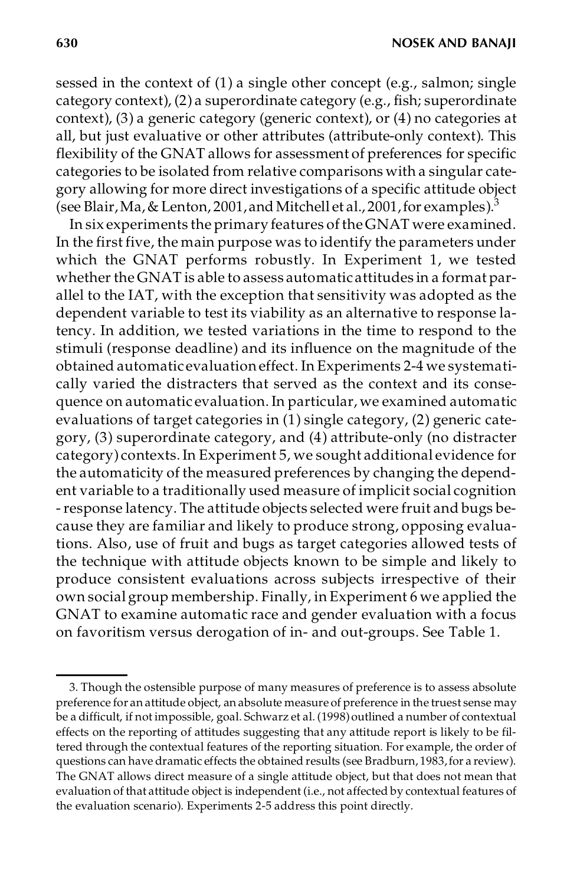sessed in the context of (1) a single other concept (e.g., salmon; single category context), (2) a superordinate category (e.g., fish; superordinate context), (3) a generic category (generic context), or (4) no categories at all, but just evaluative or other attributes (attribute-only context). This flexibility of the GNAT allows for assessment of preferences for specific categories to be isolated from relative comparisons with a singular category allowing for more direct investigations of a specific attitude object (see Blair, Ma, & Lenton, 2001, and Mitchell et al., 2001, for examples).[3]

In six experiments the primary features of the GNAT were examined. In the first five, the main purpose was to identify the parameters under which the GNAT performs robustly. In Experiment 1, we tested whether the GNAT is able to assess automatic attitudes in a format parallel to the IAT, with the exception that sensitivity was adopted as the dependent variable to test its viability as an alternative to response latency. In addition, we tested variations in the time to respond to the stimuli (response deadline) and its influence on the magnitude of the obtained automatic evaluation effect. In Experiments 2-4 we systematically varied the distracters that served as the context and its consequence on automatic evaluation. In particular, we examined automatic evaluations of target categories in (1) single category, (2) generic category, (3) superordinate category, and (4) attribute-only (no distracter category) contexts. In Experiment 5, we sought additional evidence for the automaticity of the measured preferences by changing the dependent variable to a traditionally used measure of implicit social cognition - response latency. The attitude objects selected were fruit and bugs because they are familiar and likely to produce strong, opposing evaluations. Also, use of fruit and bugs as target categories allowed tests of the technique with attitude objects known to be simple and likely to produce consistent evaluations across subjects irrespective of their own social group membership. Finally, in Experiment 6 we applied the GNAT to examine automatic race and gender evaluation with a focus on favoritism versus derogation of in- and out-groups. See Table 1.

---

3. Though the ostensible purpose of many measures of preference is to assess absolute preference for an attitude object, an absolute measure of preference in the truest sense may be a difficult, if not impossible, goal. Schwarz et al. (1998) outlined a number of contextual effects on the reporting of attitudes suggesting that any attitude report is likely to be filtered through the contextual features of the reporting situation. For example, the order of questions can have dramatic effects the obtained results (see Bradburn, 1983, for a review). The GNAT allows direct measure of a single attitude object, but that does not mean that evaluation of that attitude object is independent (i.e., not affected by contextual features of the evaluation scenario). Experiments 2-5 address this point directly.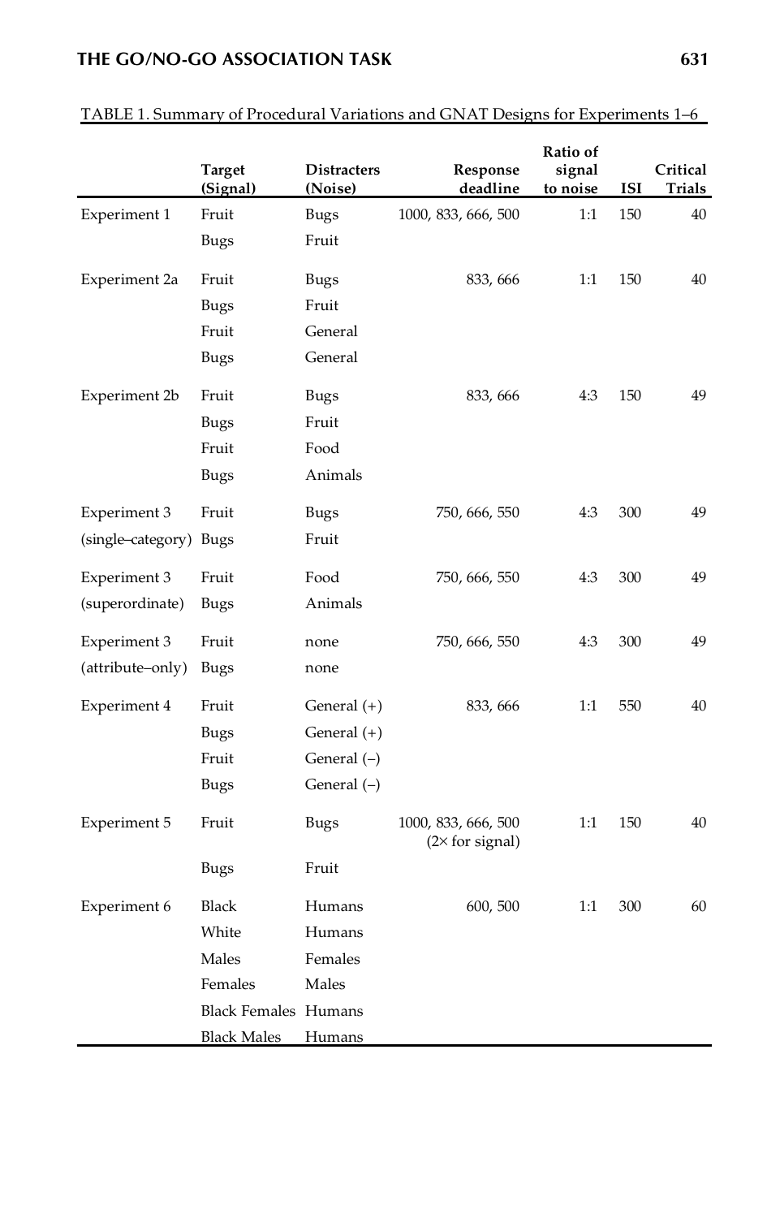TABLE 1. Summary of Procedural Variations and GNAT Designs for Experiments 1–6

| | Target (Signal) | Distracters (Noise) | Response deadline | Ratio of signal to noise | ISI | Critical Trials |
|---|---|---|---|---|---|---|
| Experiment 1 | Fruit | Bugs | 1000, 833, 666, 500 | 1:1 | 150 | 40 |
| | Bugs | Fruit | | | | |
| Experiment 2a | Fruit | Bugs | 833, 666 | 1:1 | 150 | 40 |
| | Bugs | Fruit | | | | |
| | Fruit | General | | | | |
| | Bugs | General | | | | |
| Experiment 2b | Fruit | Bugs | 833, 666 | 4:3 | 150 | 49 |
| | Bugs | Fruit | | | | |
| | Fruit | Food | | | | |
| | Bugs | Animals | | | | |
| Experiment 3 | Fruit | Bugs | 750, 666, 550 | 4:3 | 300 | 49 |
| (single–category) | Bugs | Fruit | | | | |
| Experiment 3 | Fruit | Food | 750, 666, 550 | 4:3 | 300 | 49 |
| (superordinate) | Bugs | Animals | | | | |
| Experiment 3 | Fruit | none | 750, 666, 550 | 4:3 | 300 | 49 |
| (attribute–only) | Bugs | none | | | | |
| Experiment 4 | Fruit | General (+) | 833, 666 | 1:1 | 550 | 40 |
| | Bugs | General (+) | | | | |
| | Fruit | General (–) | | | | |
| | Bugs | General (–) | | | | |
| Experiment 5 | Fruit | Bugs | 1000, 833, 666, 500 (2× for signal) | 1:1 | 150 | 40 |
| | Bugs | Fruit | | | | |
| Experiment 6 | Black | Humans | 600, 500 | 1:1 | 300 | 60 |
| | White | Humans | | | | |
| | Males | Females | | | | |
| | Females | Males | | | | |
| | Black Females | Humans | | | | |
| | Black Males | Humans | | | | |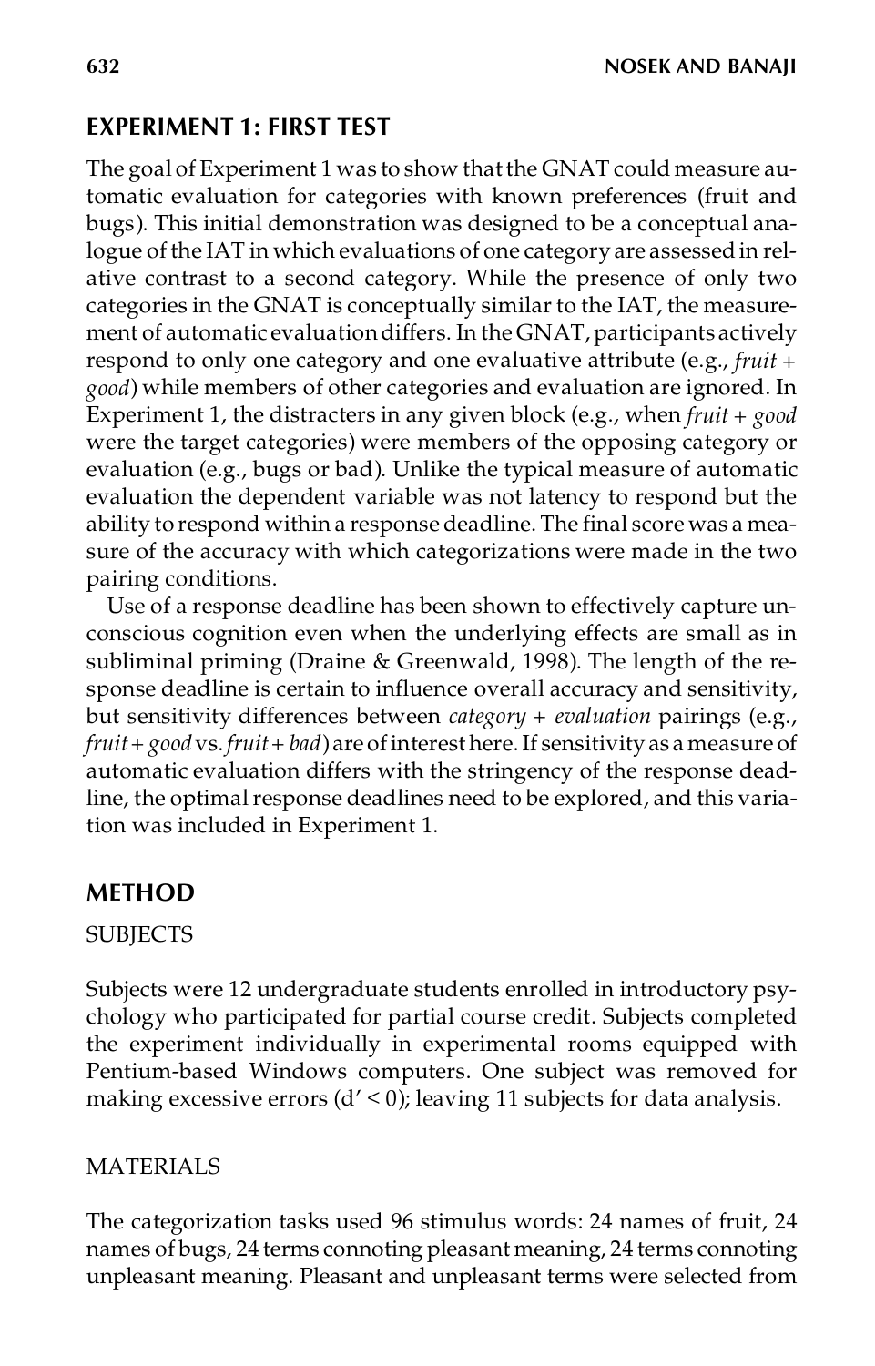## EXPERIMENT 1: FIRST TEST

The goal of Experiment 1 was to show that the GNAT could measure automatic evaluation for categories with known preferences (fruit and bugs). This initial demonstration was designed to be a conceptual analogue of the IAT in which evaluations of one category are assessed in relative contrast to a second category. While the presence of only two categories in the GNAT is conceptually similar to the IAT, the measurement of automatic evaluation differs. In the GNAT, participants actively respond to only one category and one evaluative attribute (e.g., *fruit + good*) while members of other categories and evaluation are ignored. In Experiment 1, the distracters in any given block (e.g., when *fruit + good* were the target categories) were members of the opposing category or evaluation (e.g., bugs or bad). Unlike the typical measure of automatic evaluation the dependent variable was not latency to respond but the ability to respond within a response deadline. The final score was a measure of the accuracy with which categorizations were made in the two pairing conditions.

Use of a response deadline has been shown to effectively capture unconscious cognition even when the underlying effects are small as in subliminal priming (Draine & Greenwald, 1998). The length of the response deadline is certain to influence overall accuracy and sensitivity, but sensitivity differences between *category + evaluation* pairings (e.g., *fruit + good* vs. *fruit + bad*) are of interest here. If sensitivity as a measure of automatic evaluation differs with the stringency of the response deadline, the optimal response deadlines need to be explored, and this variation was included in Experiment 1.

## METHOD

### SUBJECTS

Subjects were 12 undergraduate students enrolled in introductory psychology who participated for partial course credit. Subjects completed the experiment individually in experimental rooms equipped with Pentium-based Windows computers. One subject was removed for making excessive errors ($d' < 0$); leaving 11 subjects for data analysis.

### MATERIALS

The categorization tasks used 96 stimulus words: 24 names of fruit, 24 names of bugs, 24 terms connoting pleasant meaning, 24 terms connoting unpleasant meaning. Pleasant and unpleasant terms were selected from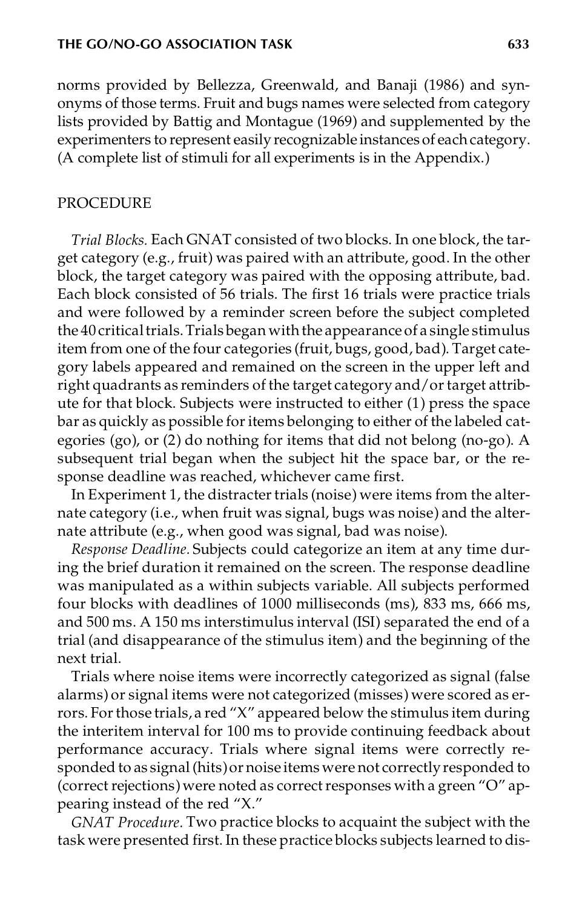norms provided by Bellezza, Greenwald, and Banaji (1986) and synonyms of those terms. Fruit and bugs names were selected from category lists provided by Battig and Montague (1969) and supplemented by the experimenters to represent easily recognizable instances of each category. (A complete list of stimuli for all experiments is in the Appendix.)

## PROCEDURE

*Trial Blocks.* Each GNAT consisted of two blocks. In one block, the target category (e.g., fruit) was paired with an attribute, good. In the other block, the target category was paired with the opposing attribute, bad. Each block consisted of 56 trials. The first 16 trials were practice trials and were followed by a reminder screen before the subject completed the 40 critical trials. Trials began with the appearance of a single stimulus item from one of the four categories (fruit, bugs, good, bad). Target category labels appeared and remained on the screen in the upper left and right quadrants as reminders of the target category and/or target attribute for that block. Subjects were instructed to either (1) press the space bar as quickly as possible for items belonging to either of the labeled categories (go), or (2) do nothing for items that did not belong (no-go). A subsequent trial began when the subject hit the space bar, or the response deadline was reached, whichever came first.

In Experiment 1, the distracter trials (noise) were items from the alternate category (i.e., when fruit was signal, bugs was noise) and the alternate attribute (e.g., when good was signal, bad was noise).

*Response Deadline.* Subjects could categorize an item at any time during the brief duration it remained on the screen. The response deadline was manipulated as a within subjects variable. All subjects performed four blocks with deadlines of 1000 milliseconds (ms), 833 ms, 666 ms, and 500 ms. A 150 ms interstimulus interval (ISI) separated the end of a trial (and disappearance of the stimulus item) and the beginning of the next trial.

Trials where noise items were incorrectly categorized as signal (false alarms) or signal items were not categorized (misses) were scored as errors. For those trials, a red "X" appeared below the stimulus item during the interitem interval for 100 ms to provide continuing feedback about performance accuracy. Trials where signal items were correctly responded to as signal (hits) or noise items were not correctly responded to (correct rejections) were noted as correct responses with a green "O" appearing instead of the red "X."

*GNAT Procedure.* Two practice blocks to acquaint the subject with the task were presented first. In these practice blocks subjects learned to dis-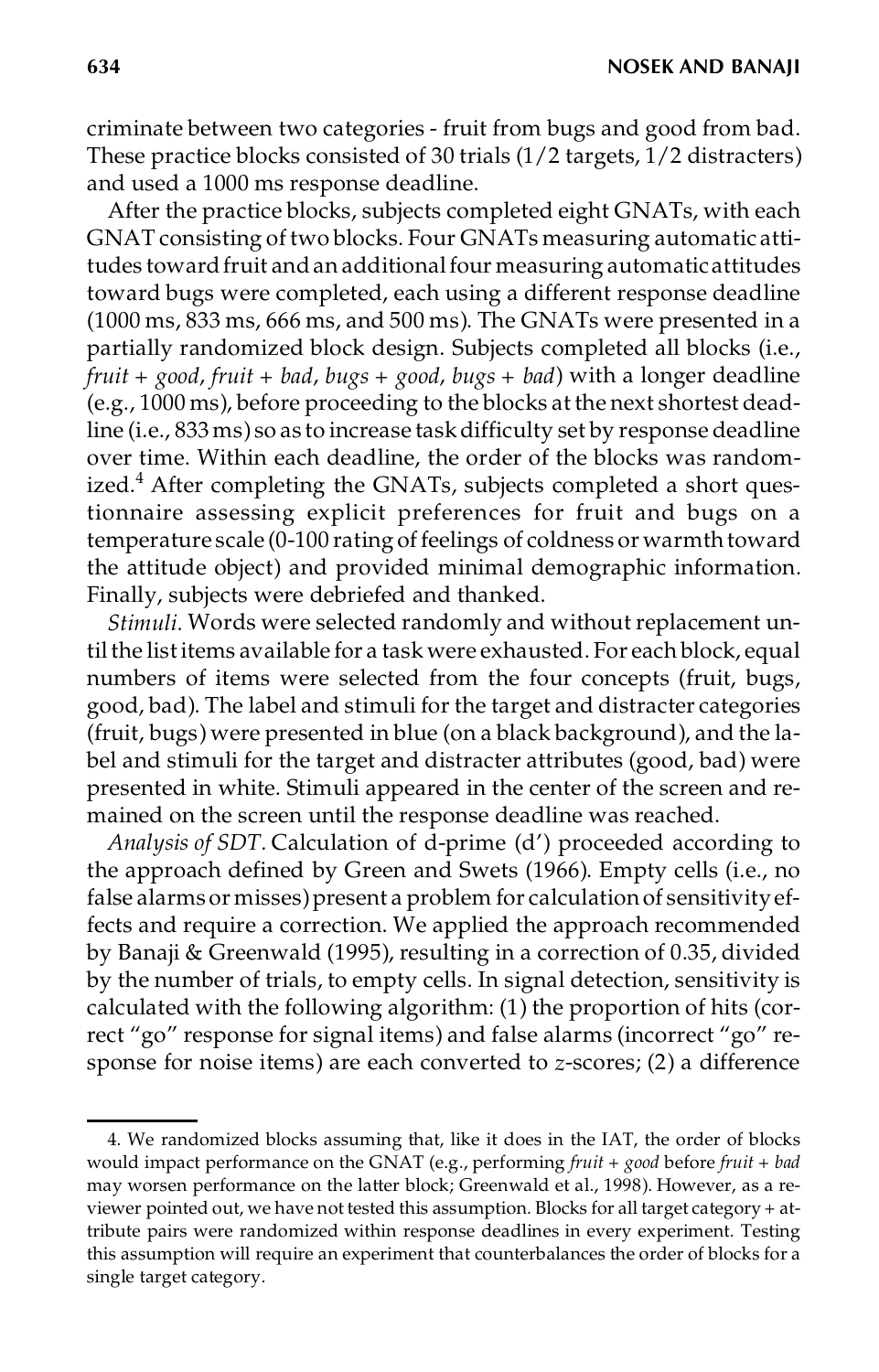criminate between two categories - fruit from bugs and good from bad. These practice blocks consisted of 30 trials (1/2 targets, 1/2 distracters) and used a 1000 ms response deadline.

After the practice blocks, subjects completed eight GNATs, with each GNAT consisting of two blocks. Four GNATs measuring automatic attitudes toward fruit and an additional four measuring automatic attitudes toward bugs were completed, each using a different response deadline (1000 ms, 833 ms, 666 ms, and 500 ms). The GNATs were presented in a partially randomized block design. Subjects completed all blocks (i.e., *fruit + good*, *fruit + bad*, *bugs + good*, *bugs + bad*) with a longer deadline (e.g., 1000 ms), before proceeding to the blocks at the next shortest deadline (i.e., 833 ms) so as to increase task difficulty set by response deadline over time. Within each deadline, the order of the blocks was randomized.[4] After completing the GNATs, subjects completed a short questionnaire assessing explicit preferences for fruit and bugs on a temperature scale (0-100 rating of feelings of coldness or warmth toward the attitude object) and provided minimal demographic information. Finally, subjects were debriefed and thanked.

*Stimuli.* Words were selected randomly and without replacement until the list items available for a task were exhausted. For each block, equal numbers of items were selected from the four concepts (fruit, bugs, good, bad). The label and stimuli for the target and distracter categories (fruit, bugs) were presented in blue (on a black background), and the label and stimuli for the target and distracter attributes (good, bad) were presented in white. Stimuli appeared in the center of the screen and remained on the screen until the response deadline was reached.

*Analysis of SDT.* Calculation of d-prime (d') proceeded according to the approach defined by Green and Swets (1966). Empty cells (i.e., no false alarms or misses) present a problem for calculation of sensitivity effects and require a correction. We applied the approach recommended by Banaji & Greenwald (1995), resulting in a correction of 0.35, divided by the number of trials, to empty cells. In signal detection, sensitivity is calculated with the following algorithm: (1) the proportion of hits (correct "go" response for signal items) and false alarms (incorrect "go" response for noise items) are each converted to $z$-scores; (2) a difference

4. We randomized blocks assuming that, like it does in the IAT, the order of blocks would impact performance on the GNAT (e.g., performing *fruit + good* before *fruit + bad* may worsen performance on the latter block; Greenwald et al., 1998). However, as a reviewer pointed out, we have not tested this assumption. Blocks for all target category + attribute pairs were randomized within response deadlines in every experiment. Testing this assumption will require an experiment that counterbalances the order of blocks for a single target category.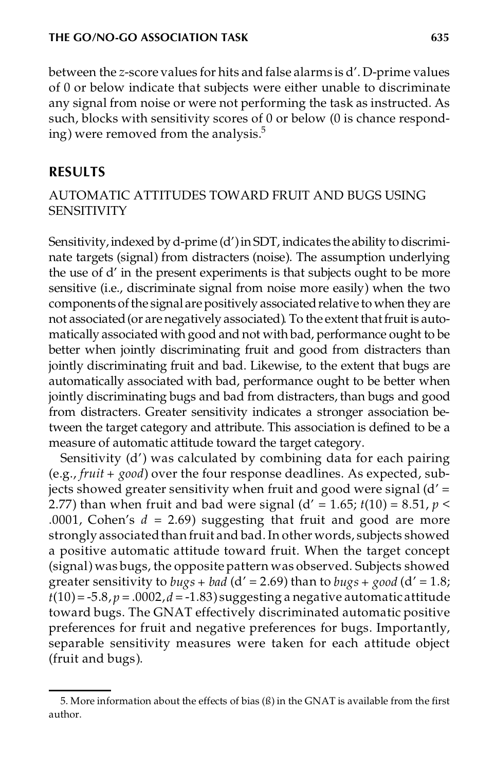between the $z$-score values for hits and false alarms is d′. D-prime values of 0 or below indicate that subjects were either unable to discriminate any signal from noise or were not performing the task as instructed. As such, blocks with sensitivity scores of 0 or below (0 is chance responding) were removed from the analysis.[5]

## RESULTS

### AUTOMATIC ATTITUDES TOWARD FRUIT AND BUGS USING SENSITIVITY

Sensitivity, indexed by d-prime (d′) in SDT, indicates the ability to discriminate targets (signal) from distracters (noise). The assumption underlying the use of d′ in the present experiments is that subjects ought to be more sensitive (i.e., discriminate signal from noise more easily) when the two components of the signal are positively associated relative to when they are not associated (or are negatively associated). To the extent that fruit is automatically associated with good and not with bad, performance ought to be better when jointly discriminating fruit and good from distracters than jointly discriminating fruit and bad. Likewise, to the extent that bugs are automatically associated with bad, performance ought to be better when jointly discriminating bugs and bad from distracters, than bugs and good from distracters. Greater sensitivity indicates a stronger association between the target category and attribute. This association is defined to be a measure of automatic attitude toward the target category.

Sensitivity (d′) was calculated by combining data for each pairing (e.g., *fruit + good*) over the four response deadlines. As expected, subjects showed greater sensitivity when fruit and good were signal (d′ = 2.77) than when fruit and bad were signal (d′ = 1.65; $t(10) = 8.51$, $p < .0001$, Cohen's $d = 2.69$) suggesting that fruit and good are more strongly associated than fruit and bad. In other words, subjects showed a positive automatic attitude toward fruit. When the target concept (signal) was bugs, the opposite pattern was observed. Subjects showed greater sensitivity to *bugs + bad* (d′ = 2.69) than to *bugs + good* (d′ = 1.8; $t(10) = -5.8$, $p = .0002$, $d = -1.83$) suggesting a negative automatic attitude toward bugs. The GNAT effectively discriminated automatic positive preferences for fruit and negative preferences for bugs. Importantly, separable sensitivity measures were taken for each attitude object (fruit and bugs).

5. More information about the effects of bias (ß) in the GNAT is available from the first author.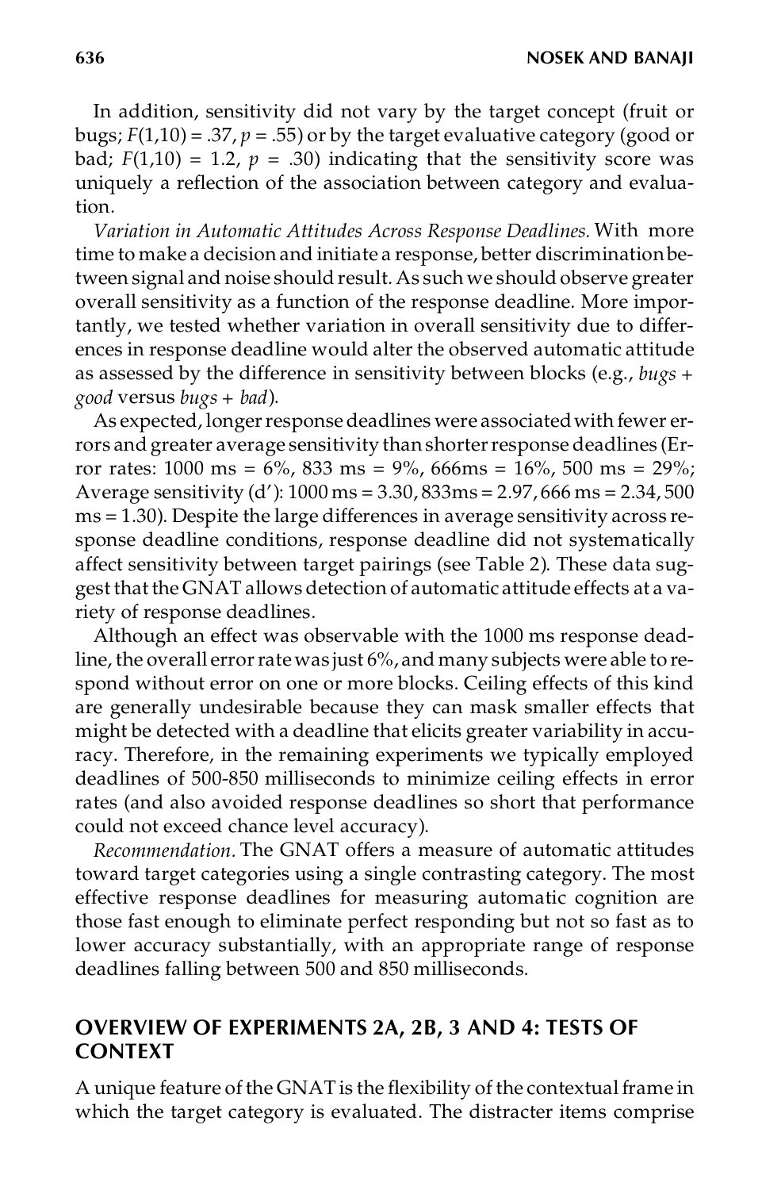In addition, sensitivity did not vary by the target concept (fruit or bugs; $F(1,10) = .37$, $p = .55$) or by the target evaluative category (good or bad; $F(1,10) = 1.2$, $p = .30$) indicating that the sensitivity score was uniquely a reflection of the association between category and evaluation.

*Variation in Automatic Attitudes Across Response Deadlines.* With more time to make a decision and initiate a response, better discrimination between signal and noise should result. As such we should observe greater overall sensitivity as a function of the response deadline. More importantly, we tested whether variation in overall sensitivity due to differences in response deadline would alter the observed automatic attitude as assessed by the difference in sensitivity between blocks (e.g., *bugs + good* versus *bugs + bad*).

As expected, longer response deadlines were associated with fewer errors and greater average sensitivity than shorter response deadlines (Error rates: 1000 ms = 6%, 833 ms = 9%, 666ms = 16%, 500 ms = 29%; Average sensitivity (d'): 1000 ms = 3.30, 833ms = 2.97, 666 ms = 2.34, 500 ms = 1.30). Despite the large differences in average sensitivity across response deadline conditions, response deadline did not systematically affect sensitivity between target pairings (see Table 2). These data suggest that the GNAT allows detection of automatic attitude effects at a variety of response deadlines.

Although an effect was observable with the 1000 ms response deadline, the overall error rate was just 6%, and many subjects were able to respond without error on one or more blocks. Ceiling effects of this kind are generally undesirable because they can mask smaller effects that might be detected with a deadline that elicits greater variability in accuracy. Therefore, in the remaining experiments we typically employed deadlines of 500-850 milliseconds to minimize ceiling effects in error rates (and also avoided response deadlines so short that performance could not exceed chance level accuracy).

*Recommendation.* The GNAT offers a measure of automatic attitudes toward target categories using a single contrasting category. The most effective response deadlines for measuring automatic cognition are those fast enough to eliminate perfect responding but not so fast as to lower accuracy substantially, with an appropriate range of response deadlines falling between 500 and 850 milliseconds.

## OVERVIEW OF EXPERIMENTS 2A, 2B, 3 AND 4: TESTS OF CONTEXT

A unique feature of the GNAT is the flexibility of the contextual frame in which the target category is evaluated. The distracter items comprise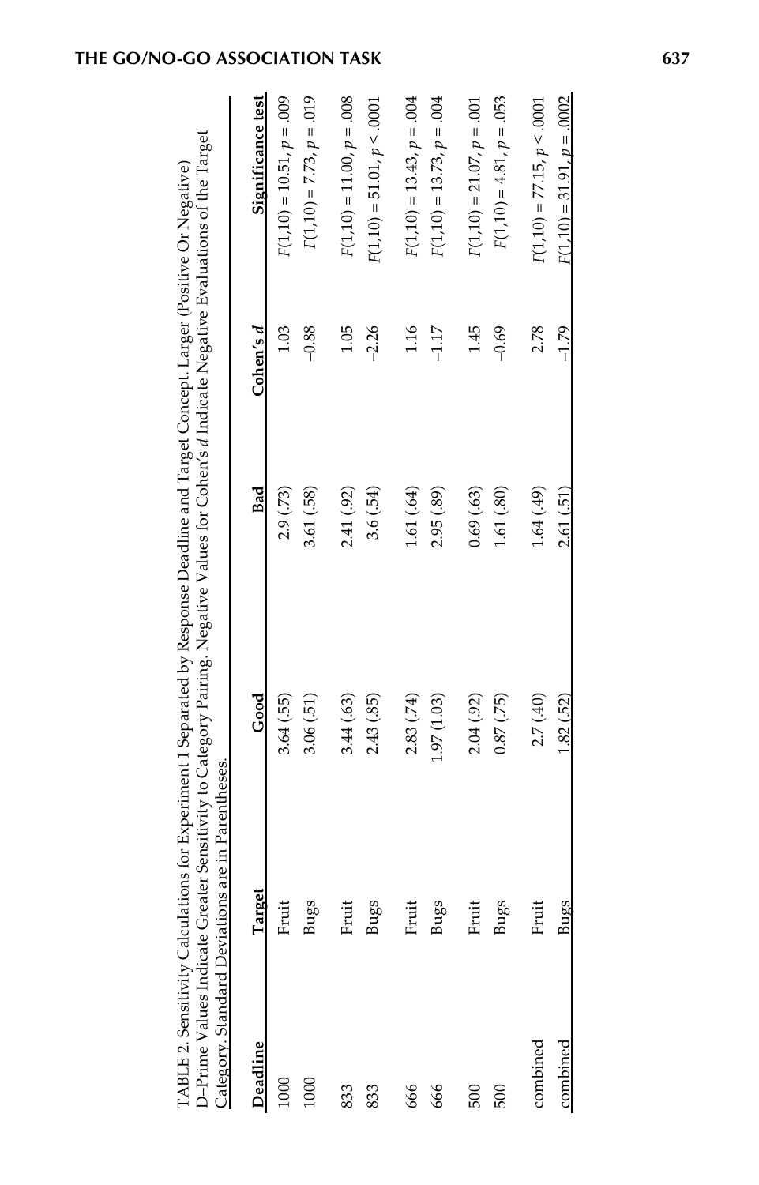TABLE 2. Sensitivity Calculations for Experiment 1 Separated by Response Deadline and Target Concept. Larger (Positive Or Negative) D-Prime Values Indicate Greater Sensitivity to Category Pairing. Negative Values for Cohen's *d* Indicate Negative Evaluations of the Target Category. Standard Deviations are in Parentheses.

| Deadline | Target | Good | Bad | Cohen's *d* | Significance test |
|---|---|---|---|---|---|
| 1000 | Fruit | 3.64 (.55) | 2.9 (.73) | 1.03 | $F(1,10) = 10.51, p = .009$ |
| 1000 | Bugs | 3.06 (.51) | 3.61 (.58) | –0.88 | $F(1,10) = 7.73, p = .019$ |
| 833 | Fruit | 3.44 (.63) | 2.41 (.92) | 1.05 | $F(1,10) = 11.00, p = .008$ |
| 833 | Bugs | 2.43 (.85) | 3.6 (.54) | –2.26 | $F(1,10) = 51.01, p < .0001$ |
| 666 | Fruit | 2.83 (.74) | 1.61 (.64) | 1.16 | $F(1,10) = 13.43, p = .004$ |
| 666 | Bugs | 1.97 (1.03) | 2.95 (.89) | –1.17 | $F(1,10) = 13.73, p = .004$ |
| 500 | Fruit | 2.04 (.92) | 0.69 (.63) | 1.45 | $F(1,10) = 21.07, p = .001$ |
| 500 | Bugs | 0.87 (.75) | 1.61 (.80) | –0.69 | $F(1,10) = 4.81, p = .053$ |
| combined | Fruit | 2.7 (.40) | 1.64 (.49) | 2.78 | $F(1,10) = 77.15, p < .0001$ |
| combined | Bugs | 1.82 (.52) | 2.61 (.51) | –1.79 | $F(1,10) = 31.91, p = .0002$ |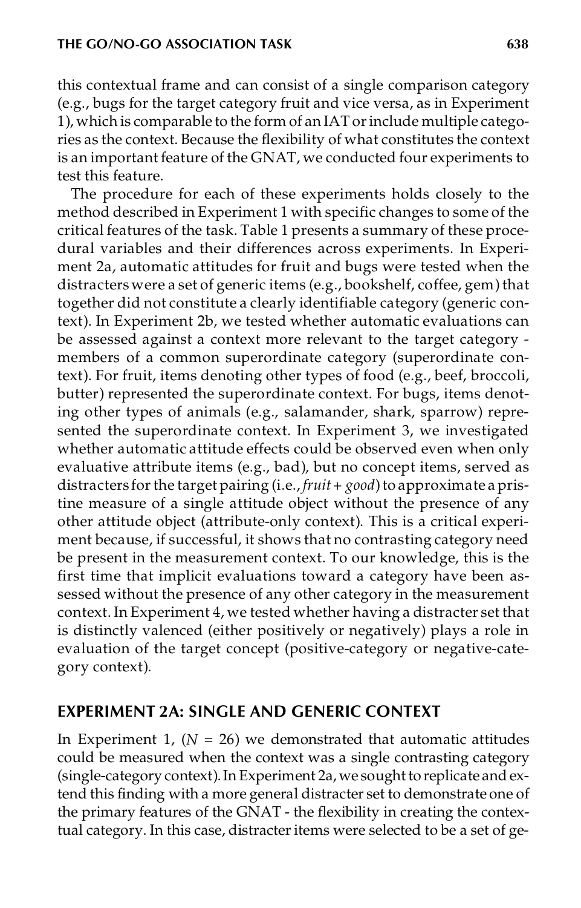this contextual frame and can consist of a single comparison category (e.g., bugs for the target category fruit and vice versa, as in Experiment 1), which is comparable to the form of an IAT or include multiple categories as the context. Because the flexibility of what constitutes the context is an important feature of the GNAT, we conducted four experiments to test this feature.

The procedure for each of these experiments holds closely to the method described in Experiment 1 with specific changes to some of the critical features of the task. Table 1 presents a summary of these procedural variables and their differences across experiments. In Experiment 2a, automatic attitudes for fruit and bugs were tested when the distracters were a set of generic items (e.g., bookshelf, coffee, gem) that together did not constitute a clearly identifiable category (generic context). In Experiment 2b, we tested whether automatic evaluations can be assessed against a context more relevant to the target category - members of a common superordinate category (superordinate context). For fruit, items denoting other types of food (e.g., beef, broccoli, butter) represented the superordinate context. For bugs, items denoting other types of animals (e.g., salamander, shark, sparrow) represented the superordinate context. In Experiment 3, we investigated whether automatic attitude effects could be observed even when only evaluative attribute items (e.g., bad), but no concept items, served as distracters for the target pairing (i.e., *fruit + good*) to approximate a pristine measure of a single attitude object without the presence of any other attitude object (attribute-only context). This is a critical experiment because, if successful, it shows that no contrasting category need be present in the measurement context. To our knowledge, this is the first time that implicit evaluations toward a category have been assessed without the presence of any other category in the measurement context. In Experiment 4, we tested whether having a distracter set that is distinctly valenced (either positively or negatively) plays a role in evaluation of the target concept (positive-category or negative-category context).

## EXPERIMENT 2A: SINGLE AND GENERIC CONTEXT

In Experiment 1, ($N$ = 26) we demonstrated that automatic attitudes could be measured when the context was a single contrasting category (single-category context). In Experiment 2a, we sought to replicate and extend this finding with a more general distracter set to demonstrate one of the primary features of the GNAT - the flexibility in creating the contextual category. In this case, distracter items were selected to be a set of ge-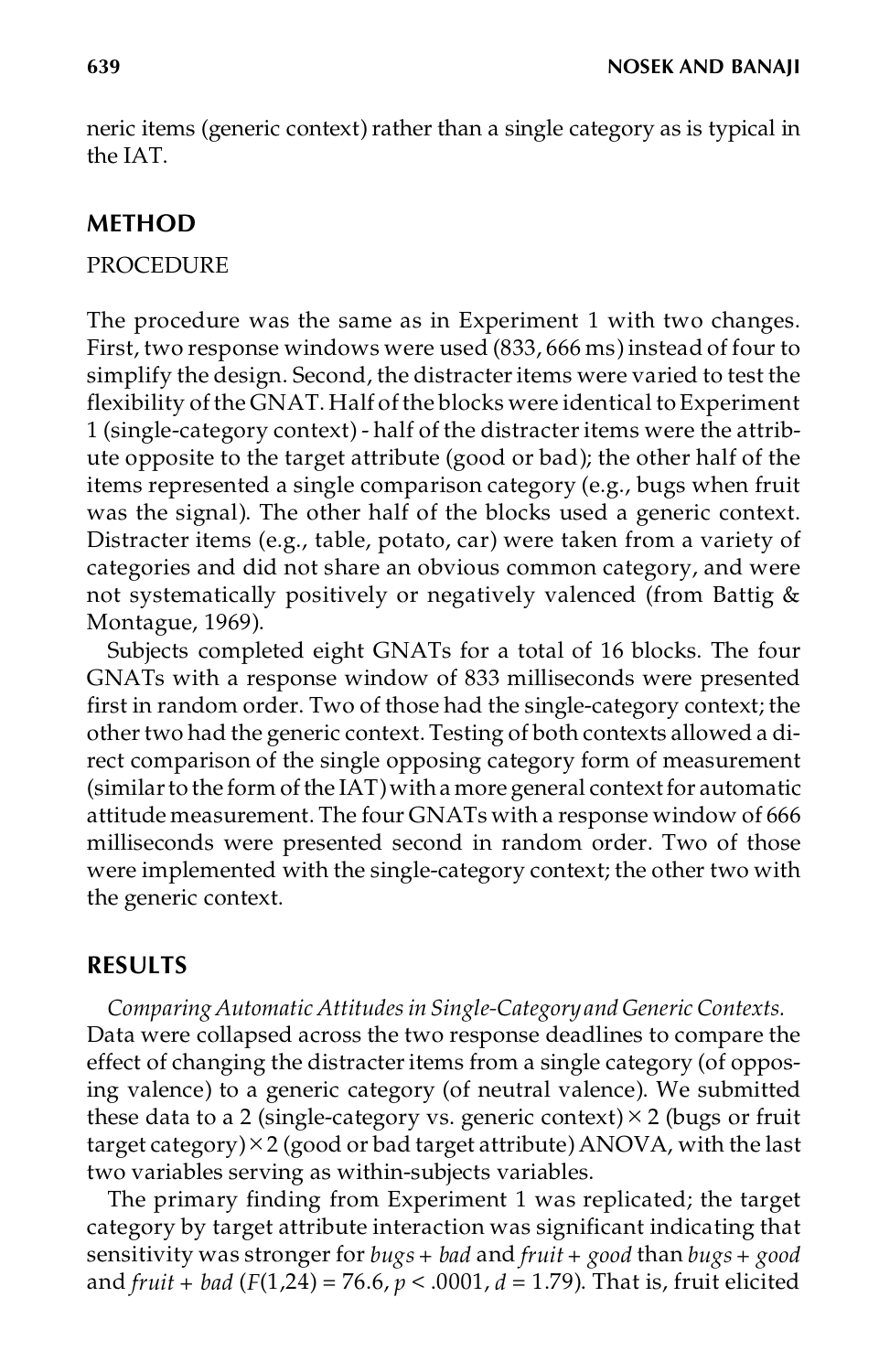neric items (generic context) rather than a single category as is typical in the IAT.

## METHOD

### PROCEDURE

The procedure was the same as in Experiment 1 with two changes. First, two response windows were used (833, 666 ms) instead of four to simplify the design. Second, the distracter items were varied to test the flexibility of the GNAT. Half of the blocks were identical to Experiment 1 (single-category context) - half of the distracter items were the attribute opposite to the target attribute (good or bad); the other half of the items represented a single comparison category (e.g., bugs when fruit was the signal). The other half of the blocks used a generic context. Distracter items (e.g., table, potato, car) were taken from a variety of categories and did not share an obvious common category, and were not systematically positively or negatively valenced (from Battig & Montague, 1969).

Subjects completed eight GNATs for a total of 16 blocks. The four GNATs with a response window of 833 milliseconds were presented first in random order. Two of those had the single-category context; the other two had the generic context. Testing of both contexts allowed a direct comparison of the single opposing category form of measurement (similar to the form of the IAT) with a more general context for automatic attitude measurement. The four GNATs with a response window of 666 milliseconds were presented second in random order. Two of those were implemented with the single-category context; the other two with the generic context.

## RESULTS

*Comparing Automatic Attitudes in Single-Category and Generic Contexts.* Data were collapsed across the two response deadlines to compare the effect of changing the distracter items from a single category (of opposing valence) to a generic category (of neutral valence). We submitted these data to a 2 (single-category vs. generic context) × 2 (bugs or fruit target category) × 2 (good or bad target attribute) ANOVA, with the last two variables serving as within-subjects variables.

The primary finding from Experiment 1 was replicated; the target category by target attribute interaction was significant indicating that sensitivity was stronger for *bugs + bad* and *fruit + good* than *bugs + good* and *fruit + bad* ($F(1,24) = 76.6$, $p < .0001$, $d = 1.79$). That is, fruit elicited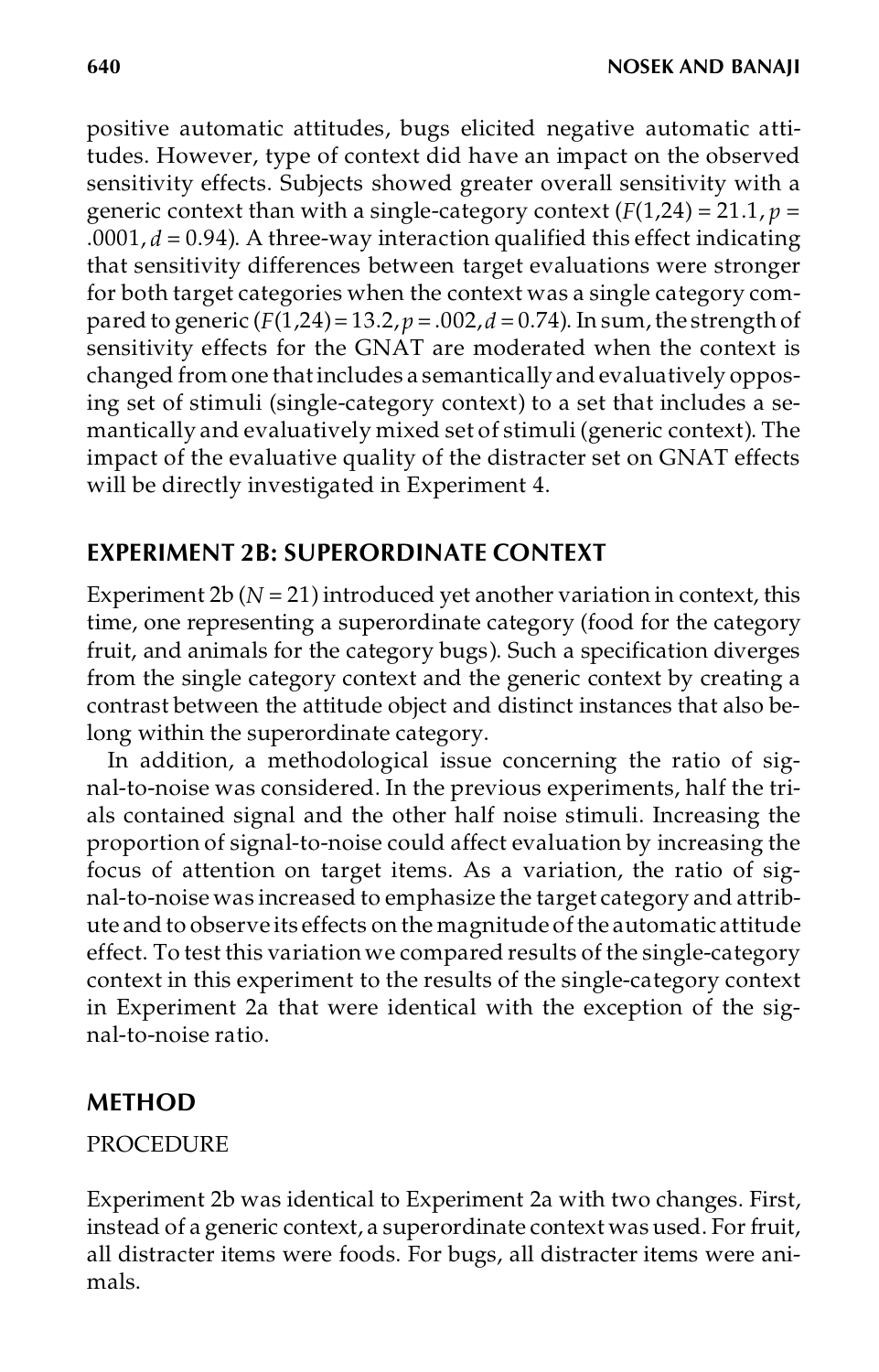positive automatic attitudes, bugs elicited negative automatic attitudes. However, type of context did have an impact on the observed sensitivity effects. Subjects showed greater overall sensitivity with a generic context than with a single-category context ($F(1,24) = 21.1$, $p = .0001$, $d = 0.94$). A three-way interaction qualified this effect indicating that sensitivity differences between target evaluations were stronger for both target categories when the context was a single category compared to generic ($F(1,24) = 13.2$, $p = .002$, $d = 0.74$). In sum, the strength of sensitivity effects for the GNAT are moderated when the context is changed from one that includes a semantically and evaluatively opposing set of stimuli (single-category context) to a set that includes a semantically and evaluatively mixed set of stimuli (generic context). The impact of the evaluative quality of the distracter set on GNAT effects will be directly investigated in Experiment 4.

## EXPERIMENT 2B: SUPERORDINATE CONTEXT

Experiment 2b ($N = 21$) introduced yet another variation in context, this time, one representing a superordinate category (food for the category fruit, and animals for the category bugs). Such a specification diverges from the single category context and the generic context by creating a contrast between the attitude object and distinct instances that also belong within the superordinate category.

In addition, a methodological issue concerning the ratio of signal-to-noise was considered. In the previous experiments, half the trials contained signal and the other half noise stimuli. Increasing the proportion of signal-to-noise could affect evaluation by increasing the focus of attention on target items. As a variation, the ratio of signal-to-noise was increased to emphasize the target category and attribute and to observe its effects on the magnitude of the automatic attitude effect. To test this variation we compared results of the single-category context in this experiment to the results of the single-category context in Experiment 2a that were identical with the exception of the signal-to-noise ratio.

## METHOD

### PROCEDURE

Experiment 2b was identical to Experiment 2a with two changes. First, instead of a generic context, a superordinate context was used. For fruit, all distracter items were foods. For bugs, all distracter items were animals.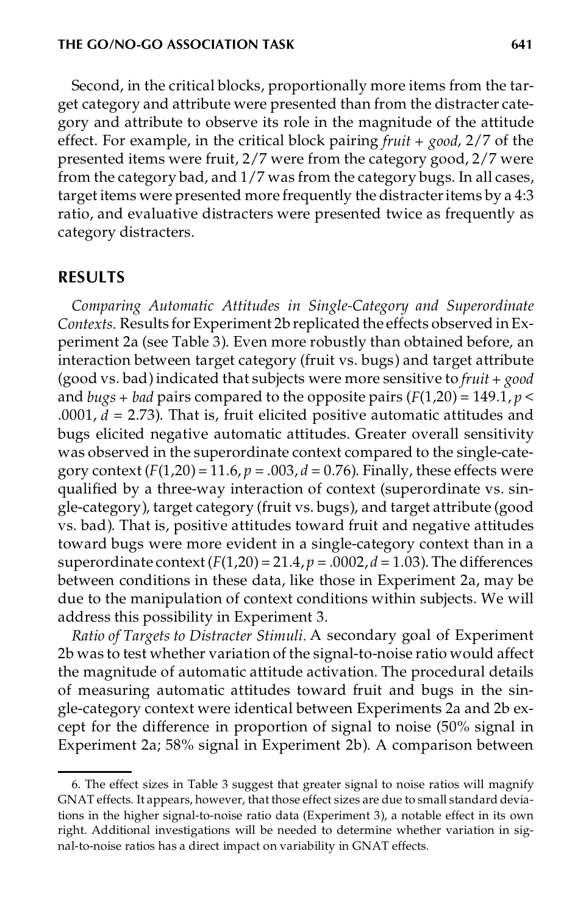Second, in the critical blocks, proportionally more items from the target category and attribute were presented than from the distracter category and attribute to observe its role in the magnitude of the attitude effect. For example, in the critical block pairing *fruit + good*, 2/7 of the presented items were fruit, 2/7 were from the category good, 2/7 were from the category bad, and 1/7 was from the category bugs. In all cases, target items were presented more frequently the distracter items by a 4:3 ratio, and evaluative distracters were presented twice as frequently as category distracters.

## RESULTS

*Comparing Automatic Attitudes in Single-Category and Superordinate Contexts.* Results for Experiment 2b replicated the effects observed in Experiment 2a (see Table 3). Even more robustly than obtained before, an interaction between target category (fruit vs. bugs) and target attribute (good vs. bad) indicated that subjects were more sensitive to *fruit + good* and *bugs + bad* pairs compared to the opposite pairs ($F(1,20) = 149.1$, $p < .0001$, $d = 2.73$). That is, fruit elicited positive automatic attitudes and bugs elicited negative automatic attitudes. Greater overall sensitivity was observed in the superordinate context compared to the single-category context ($F(1,20) = 11.6$, $p = .003$, $d = 0.76$). Finally, these effects were qualified by a three-way interaction of context (superordinate vs. single-category), target category (fruit vs. bugs), and target attribute (good vs. bad). That is, positive attitudes toward fruit and negative attitudes toward bugs were more evident in a single-category context than in a superordinate context ($F(1,20) = 21.4$, $p = .0002$, $d = 1.03$). The differences between conditions in these data, like those in Experiment 2a, may be due to the manipulation of context conditions within subjects. We will address this possibility in Experiment 3.

*Ratio of Targets to Distracter Stimuli.* A secondary goal of Experiment 2b was to test whether variation of the signal-to-noise ratio would affect the magnitude of automatic attitude activation. The procedural details of measuring automatic attitudes toward fruit and bugs in the single-category context were identical between Experiments 2a and 2b except for the difference in proportion of signal to noise (50% signal in Experiment 2a; 58% signal in Experiment 2b). A comparison between

6. The effect sizes in Table 3 suggest that greater signal to noise ratios will magnify GNAT effects. It appears, however, that those effect sizes are due to small standard deviations in the higher signal-to-noise ratio data (Experiment 3), a notable effect in its own right. Additional investigations will be needed to determine whether variation in signal-to-noise ratios has a direct impact on variability in GNAT effects.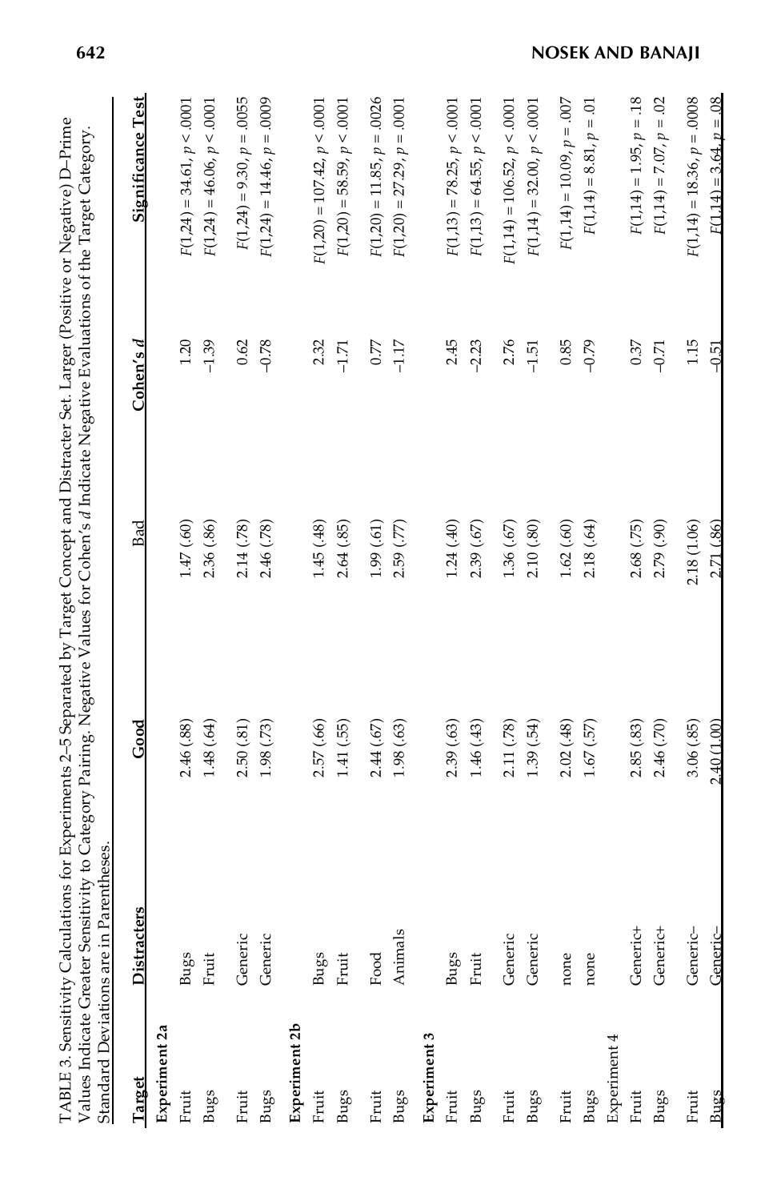TABLE 3. Sensitivity Calculations for Experiments 2–5 Separated by Target Concept and Distracter Set. Larger (Positive or Negative) D-Prime Values Indicate Greater Sensitivity to Category Pairing. Negative Values for Cohen's $d$ Indicate Negative Evaluations of the Target Category. Standard Deviations are in Parentheses.

| Target | Distracters | Good | Bad | Cohen's $d$ | Significance Test |
|---|---|---|---|---|---|
| **Experiment 2a** | | | | | |
| Fruit | Bugs | 2.46 (.88) | 1.47 (.60) | 1.20 | $F(1,24) = 34.61$, $p < .0001$ |
| Bugs | Fruit | 1.48 (.64) | 2.36 (.86) | –1.39 | $F(1,24) = 46.06$, $p < .0001$ |
| Fruit | Generic | 2.50 (.81) | 2.14 (.78) | 0.62 | $F(1,24) = 9.30$, $p = .0055$ |
| Bugs | Generic | 1.98 (.73) | 2.46 (.78) | –0.78 | $F(1,24) = 14.46$, $p = .0009$ |
| **Experiment 2b** | | | | | |
| Fruit | Bugs | 2.57 (.66) | 1.45 (.48) | 2.32 | $F(1,20) = 107.42$, $p < .0001$ |
| Bugs | Fruit | 1.41 (.55) | 2.64 (.85) | –1.71 | $F(1,20) = 58.59$, $p < .0001$ |
| Fruit | Food | 2.44 (.67) | 1.99 (.61) | 0.77 | $F(1,20) = 11.85$, $p = .0026$ |
| Bugs | Animals | 1.98 (.63) | 2.59 (.77) | –1.17 | $F(1,20) = 27.29$, $p = .0001$ |
| **Experiment 3** | | | | | |
| Fruit | Bugs | 2.39 (.63) | 1.24 (.40) | 2.45 | $F(1,13) = 78.25$, $p < .0001$ |
| Bugs | Fruit | 1.46 (.43) | 2.39 (.67) | –2.23 | $F(1,13) = 64.55$, $p < .0001$ |
| Fruit | Generic | 2.11 (.78) | 1.36 (.67) | 2.76 | $F(1,14) = 106.52$, $p < .0001$ |
| Bugs | Generic | 1.39 (.54) | 2.10 (.80) | –1.51 | $F(1,14) = 32.00$, $p < .0001$ |
| Fruit | none | 2.02 (.48) | 1.62 (.60) | 0.85 | $F(1,14) = 10.09$, $p = .007$ |
| Bugs | none | 1.67 (.57) | 2.18 (.64) | –0.79 | $F(1,14) = 8.81$, $p = .01$ |
| Experiment 4 | | | | | |
| Fruit | Generic+ | 2.85 (.83) | 2.68 (.75) | 0.37 | $F(1,14) = 1.95$, $p = .18$ |
| Bugs | Generic+ | 2.46 (.70) | 2.79 (.90) | –0.71 | $F(1,14) = 7.07$, $p = .02$ |
| Fruit | Generic– | 3.06 (.85) | 2.18 (1.06) | 1.15 | $F(1,14) = 18.36$, $p = .0008$ |
| Bugs | Generic– | 2.40 (1.00) | 2.71 (.86) | –0.51 | $F(1,14) = 3.64$, $p = .08$ |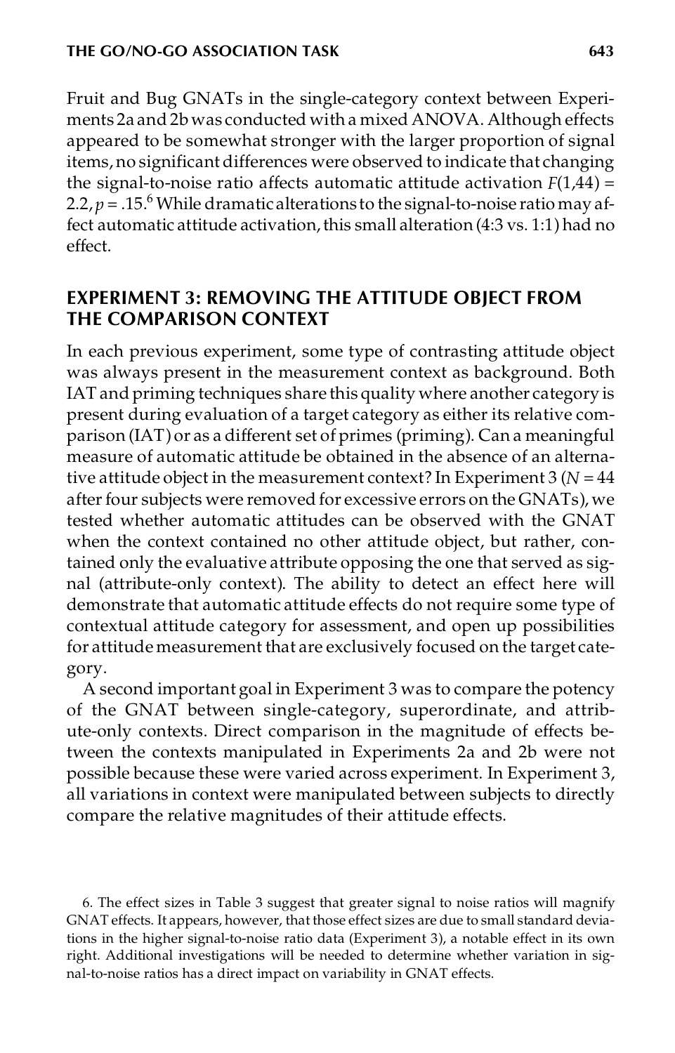Fruit and Bug GNATs in the single-category context between Experiments 2a and 2b was conducted with a mixed ANOVA. Although effects appeared to be somewhat stronger with the larger proportion of signal items, no significant differences were observed to indicate that changing the signal-to-noise ratio affects automatic attitude activation $F(1,44) = 2.2$, $p = .15$.[6] While dramatic alterations to the signal-to-noise ratio may affect automatic attitude activation, this small alteration (4:3 vs. 1:1) had no effect.

## EXPERIMENT 3: REMOVING THE ATTITUDE OBJECT FROM THE COMPARISON CONTEXT

In each previous experiment, some type of contrasting attitude object was always present in the measurement context as background. Both IAT and priming techniques share this quality where another category is present during evaluation of a target category as either its relative comparison (IAT) or as a different set of primes (priming). Can a meaningful measure of automatic attitude be obtained in the absence of an alternative attitude object in the measurement context? In Experiment 3 ($N = 44$ after four subjects were removed for excessive errors on the GNATs), we tested whether automatic attitudes can be observed with the GNAT when the context contained no other attitude object, but rather, contained only the evaluative attribute opposing the one that served as signal (attribute-only context). The ability to detect an effect here will demonstrate that automatic attitude effects do not require some type of contextual attitude category for assessment, and open up possibilities for attitude measurement that are exclusively focused on the target category.

A second important goal in Experiment 3 was to compare the potency of the GNAT between single-category, superordinate, and attribute-only contexts. Direct comparison in the magnitude of effects between the contexts manipulated in Experiments 2a and 2b were not possible because these were varied across experiment. In Experiment 3, all variations in context were manipulated between subjects to directly compare the relative magnitudes of their attitude effects.

6. The effect sizes in Table 3 suggest that greater signal to noise ratios will magnify GNAT effects. It appears, however, that those effect sizes are due to small standard deviations in the higher signal-to-noise ratio data (Experiment 3), a notable effect in its own right. Additional investigations will be needed to determine whether variation in signal-to-noise ratios has a direct impact on variability in GNAT effects.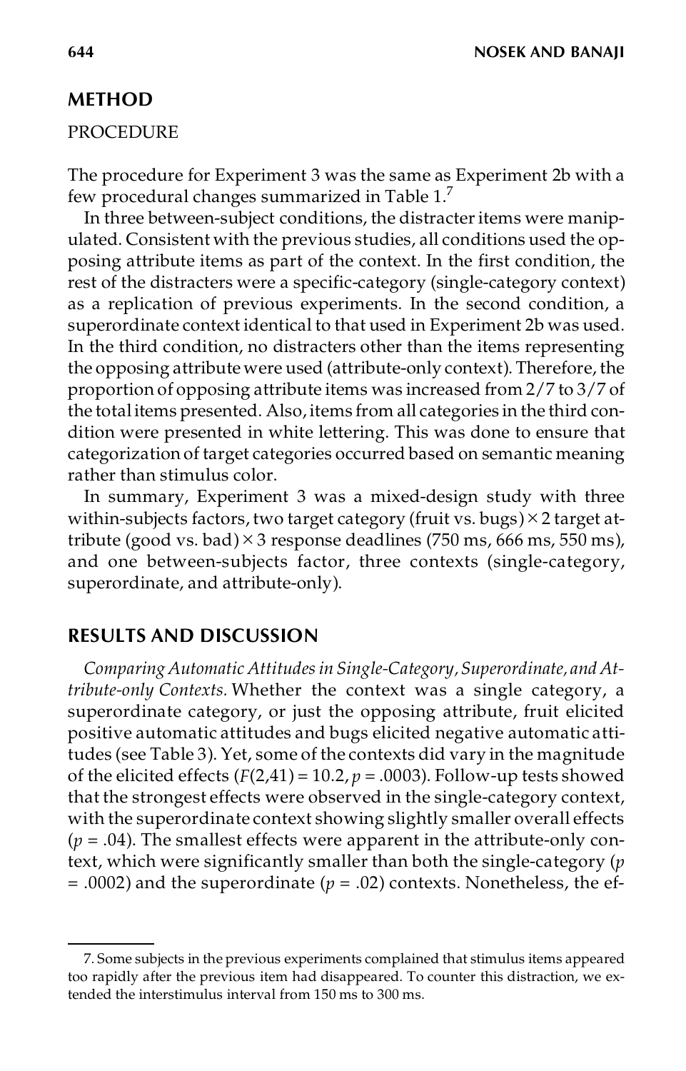## METHOD

### PROCEDURE

The procedure for Experiment 3 was the same as Experiment 2b with a few procedural changes summarized in Table 1.[7]

In three between-subject conditions, the distracter items were manipulated. Consistent with the previous studies, all conditions used the opposing attribute items as part of the context. In the first condition, the rest of the distracters were a specific-category (single-category context) as a replication of previous experiments. In the second condition, a superordinate context identical to that used in Experiment 2b was used. In the third condition, no distracters other than the items representing the opposing attribute were used (attribute-only context). Therefore, the proportion of opposing attribute items was increased from 2/7 to 3/7 of the total items presented. Also, items from all categories in the third condition were presented in white lettering. This was done to ensure that categorization of target categories occurred based on semantic meaning rather than stimulus color.

In summary, Experiment 3 was a mixed-design study with three within-subjects factors, two target category (fruit vs. bugs) × 2 target attribute (good vs. bad) × 3 response deadlines (750 ms, 666 ms, 550 ms), and one between-subjects factor, three contexts (single-category, superordinate, and attribute-only).

## RESULTS AND DISCUSSION

*Comparing Automatic Attitudes in Single-Category, Superordinate, and Attribute-only Contexts.* Whether the context was a single category, a superordinate category, or just the opposing attribute, fruit elicited positive automatic attitudes and bugs elicited negative automatic attitudes (see Table 3). Yet, some of the contexts did vary in the magnitude of the elicited effects ($F(2,41) = 10.2$, $p = .0003$). Follow-up tests showed that the strongest effects were observed in the single-category context, with the superordinate context showing slightly smaller overall effects ($p = .04$). The smallest effects were apparent in the attribute-only context, which were significantly smaller than both the single-category ($p = .0002$) and the superordinate ($p = .02$) contexts. Nonetheless, the ef-

7. Some subjects in the previous experiments complained that stimulus items appeared too rapidly after the previous item had disappeared. To counter this distraction, we extended the interstimulus interval from 150 ms to 300 ms.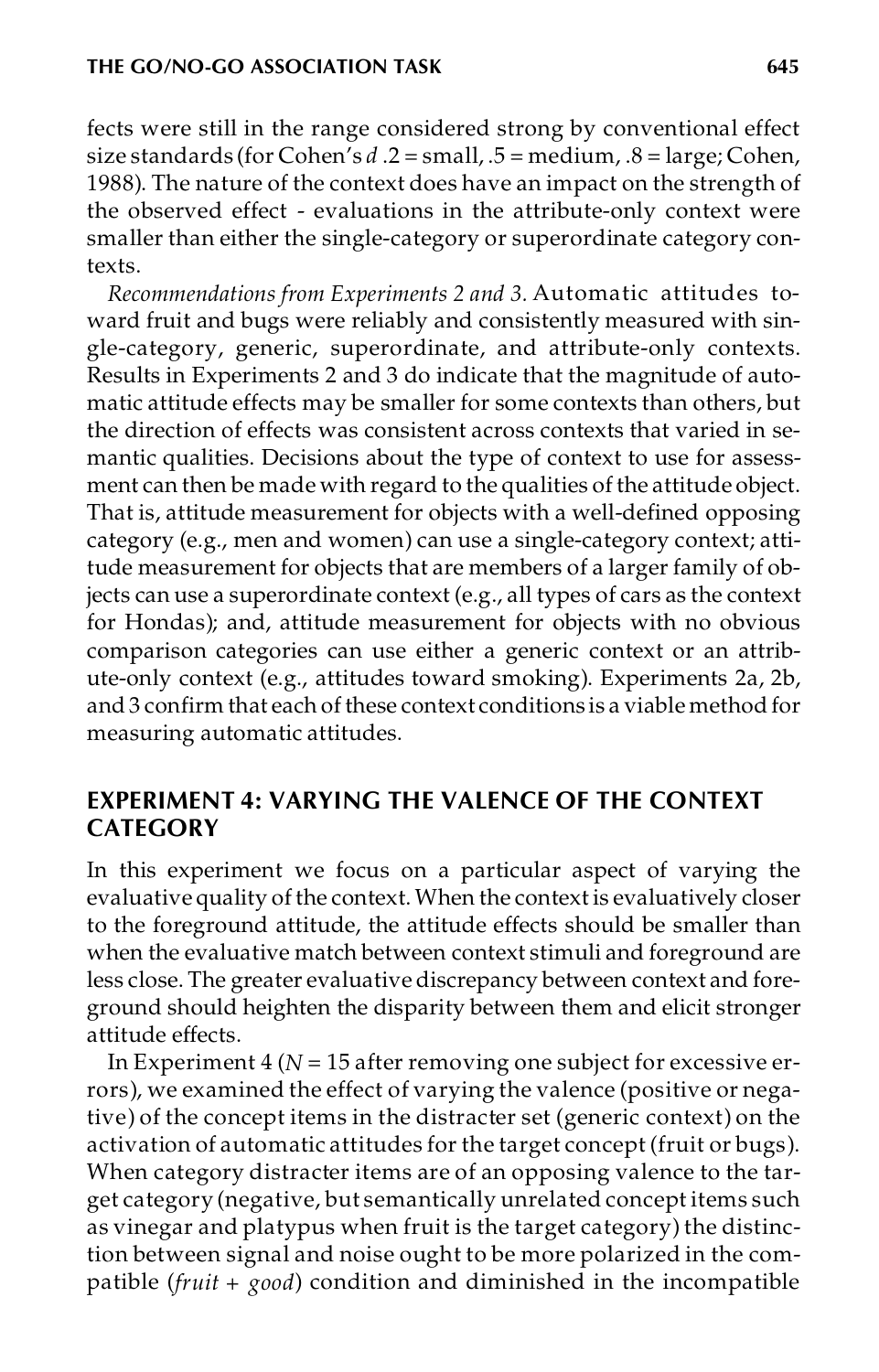fects were still in the range considered strong by conventional effect size standards (for Cohen's *d* .2 = small, .5 = medium, .8 = large; Cohen, 1988). The nature of the context does have an impact on the strength of the observed effect - evaluations in the attribute-only context were smaller than either the single-category or superordinate category contexts.

*Recommendations from Experiments 2 and 3.* Automatic attitudes toward fruit and bugs were reliably and consistently measured with single-category, generic, superordinate, and attribute-only contexts. Results in Experiments 2 and 3 do indicate that the magnitude of automatic attitude effects may be smaller for some contexts than others, but the direction of effects was consistent across contexts that varied in semantic qualities. Decisions about the type of context to use for assessment can then be made with regard to the qualities of the attitude object. That is, attitude measurement for objects with a well-defined opposing category (e.g., men and women) can use a single-category context; attitude measurement for objects that are members of a larger family of objects can use a superordinate context (e.g., all types of cars as the context for Hondas); and, attitude measurement for objects with no obvious comparison categories can use either a generic context or an attribute-only context (e.g., attitudes toward smoking). Experiments 2a, 2b, and 3 confirm that each of these context conditions is a viable method for measuring automatic attitudes.

## EXPERIMENT 4: VARYING THE VALENCE OF THE CONTEXT CATEGORY

In this experiment we focus on a particular aspect of varying the evaluative quality of the context. When the context is evaluatively closer to the foreground attitude, the attitude effects should be smaller than when the evaluative match between context stimuli and foreground are less close. The greater evaluative discrepancy between context and foreground should heighten the disparity between them and elicit stronger attitude effects.

In Experiment 4 ($N = 15$ after removing one subject for excessive errors), we examined the effect of varying the valence (positive or negative) of the concept items in the distracter set (generic context) on the activation of automatic attitudes for the target concept (fruit or bugs). When category distracter items are of an opposing valence to the target category (negative, but semantically unrelated concept items such as vinegar and platypus when fruit is the target category) the distinction between signal and noise ought to be more polarized in the compatible (*fruit + good*) condition and diminished in the incompatible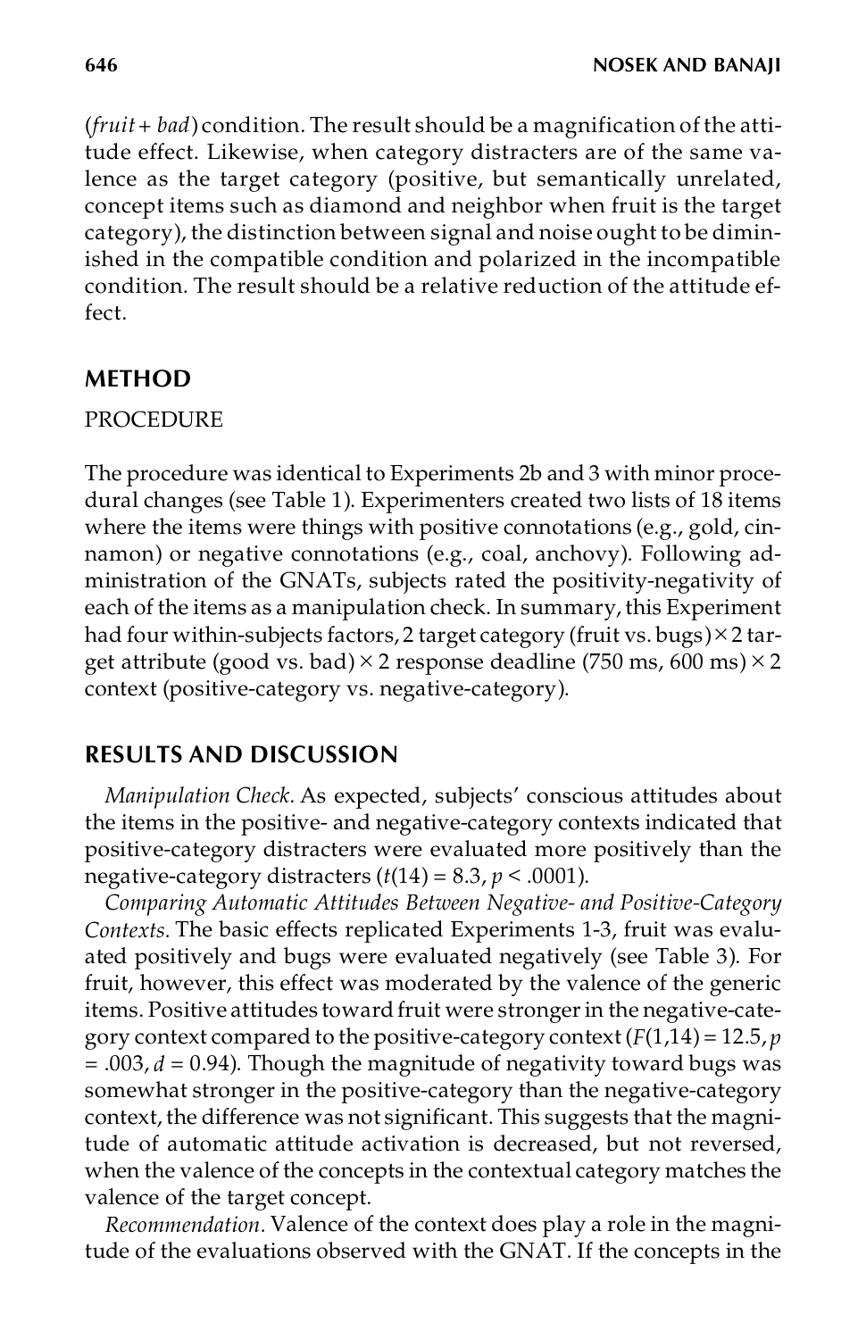(*fruit + bad*) condition. The result should be a magnification of the attitude effect. Likewise, when category distracters are of the same valence as the target category (positive, but semantically unrelated, concept items such as diamond and neighbor when fruit is the target category), the distinction between signal and noise ought to be diminished in the compatible condition and polarized in the incompatible condition. The result should be a relative reduction of the attitude effect.

## METHOD

### PROCEDURE

The procedure was identical to Experiments 2b and 3 with minor procedural changes (see Table 1). Experimenters created two lists of 18 items where the items were things with positive connotations (e.g., gold, cinnamon) or negative connotations (e.g., coal, anchovy). Following administration of the GNATs, subjects rated the positivity-negativity of each of the items as a manipulation check. In summary, this Experiment had four within-subjects factors, 2 target category (fruit vs. bugs) × 2 target attribute (good vs. bad) × 2 response deadline (750 ms, 600 ms) × 2 context (positive-category vs. negative-category).

## RESULTS AND DISCUSSION

*Manipulation Check.* As expected, subjects' conscious attitudes about the items in the positive- and negative-category contexts indicated that positive-category distracters were evaluated more positively than the negative-category distracters ($t(14) = 8.3$, $p < .0001$).

*Comparing Automatic Attitudes Between Negative- and Positive-Category Contexts.* The basic effects replicated Experiments 1-3, fruit was evaluated positively and bugs were evaluated negatively (see Table 3). For fruit, however, this effect was moderated by the valence of the generic items. Positive attitudes toward fruit were stronger in the negative-category context compared to the positive-category context ($F(1,14) = 12.5$, $p = .003$, $d = 0.94$). Though the magnitude of negativity toward bugs was somewhat stronger in the positive-category than the negative-category context, the difference was not significant. This suggests that the magnitude of automatic attitude activation is decreased, but not reversed, when the valence of the concepts in the contextual category matches the valence of the target concept.

*Recommendation.* Valence of the context does play a role in the magnitude of the evaluations observed with the GNAT. If the concepts in the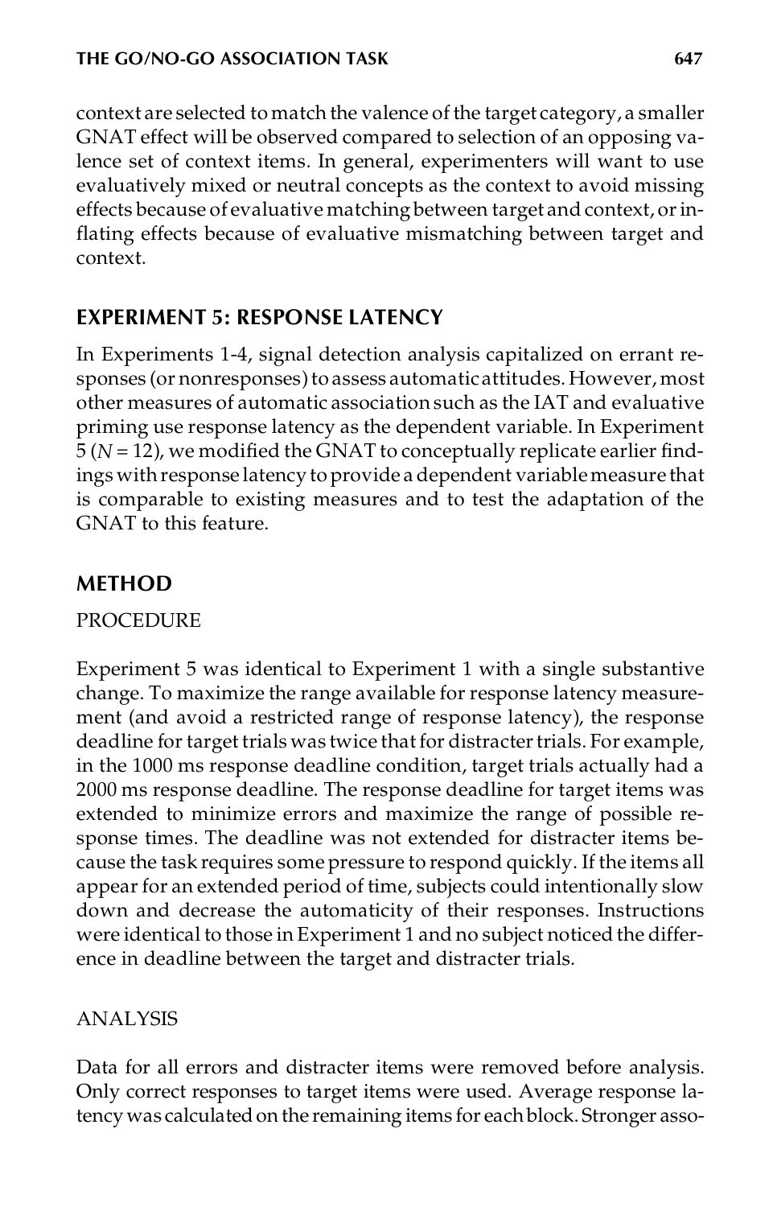context are selected to match the valence of the target category, a smaller GNAT effect will be observed compared to selection of an opposing valence set of context items. In general, experimenters will want to use evaluatively mixed or neutral concepts as the context to avoid missing effects because of evaluative matching between target and context, or inflating effects because of evaluative mismatching between target and context.

## EXPERIMENT 5: RESPONSE LATENCY

In Experiments 1-4, signal detection analysis capitalized on errant responses (or nonresponses) to assess automatic attitudes. However, most other measures of automatic association such as the IAT and evaluative priming use response latency as the dependent variable. In Experiment 5 ($N = 12$), we modified the GNAT to conceptually replicate earlier findings with response latency to provide a dependent variable measure that is comparable to existing measures and to test the adaptation of the GNAT to this feature.

## METHOD

### PROCEDURE

Experiment 5 was identical to Experiment 1 with a single substantive change. To maximize the range available for response latency measurement (and avoid a restricted range of response latency), the response deadline for target trials was twice that for distracter trials. For example, in the 1000 ms response deadline condition, target trials actually had a 2000 ms response deadline. The response deadline for target items was extended to minimize errors and maximize the range of possible response times. The deadline was not extended for distracter items because the task requires some pressure to respond quickly. If the items all appear for an extended period of time, subjects could intentionally slow down and decrease the automaticity of their responses. Instructions were identical to those in Experiment 1 and no subject noticed the difference in deadline between the target and distracter trials.

### ANALYSIS

Data for all errors and distracter items were removed before analysis. Only correct responses to target items were used. Average response latency was calculated on the remaining items for each block. Stronger asso-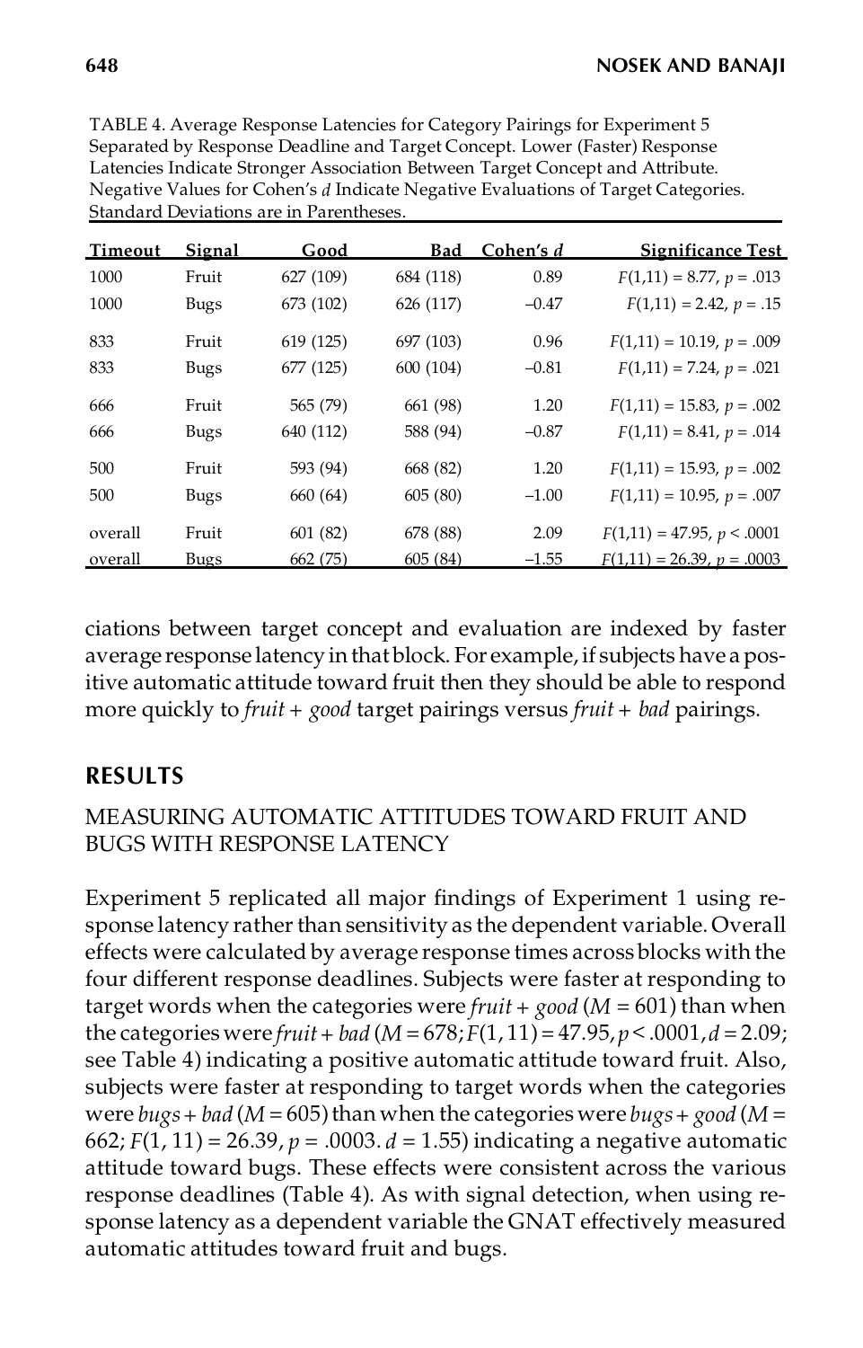TABLE 4. Average Response Latencies for Category Pairings for Experiment 5 Separated by Response Deadline and Target Concept. Lower (Faster) Response Latencies Indicate Stronger Association Between Target Concept and Attribute. Negative Values for Cohen's $d$ Indicate Negative Evaluations of Target Categories. Standard Deviations are in Parentheses.

| Timeout | Signal | Good | Bad | Cohen's $d$ | Significance Test |
|---|---|---|---|---|---|
| 1000 | Fruit | 627 (109) | 684 (118) | 0.89 | $F(1,11) = 8.77$, $p = .013$ |
| 1000 | Bugs | 673 (102) | 626 (117) | −0.47 | $F(1,11) = 2.42$, $p = .15$ |
| 833 | Fruit | 619 (125) | 697 (103) | 0.96 | $F(1,11) = 10.19$, $p = .009$ |
| 833 | Bugs | 677 (125) | 600 (104) | −0.81 | $F(1,11) = 7.24$, $p = .021$ |
| 666 | Fruit | 565 (79) | 661 (98) | 1.20 | $F(1,11) = 15.83$, $p = .002$ |
| 666 | Bugs | 640 (112) | 588 (94) | −0.87 | $F(1,11) = 8.41$, $p = .014$ |
| 500 | Fruit | 593 (94) | 668 (82) | 1.20 | $F(1,11) = 15.93$, $p = .002$ |
| 500 | Bugs | 660 (64) | 605 (80) | −1.00 | $F(1,11) = 10.95$, $p = .007$ |
| overall | Fruit | 601 (82) | 678 (88) | 2.09 | $F(1,11) = 47.95$, $p < .0001$ |
| overall | Bugs | 662 (75) | 605 (84) | −1.55 | $F(1,11) = 26.39$, $p = .0003$ |

ciations between target concept and evaluation are indexed by faster average response latency in that block. For example, if subjects have a positive automatic attitude toward fruit then they should be able to respond more quickly to *fruit + good* target pairings versus *fruit + bad* pairings.

## RESULTS

### MEASURING AUTOMATIC ATTITUDES TOWARD FRUIT AND BUGS WITH RESPONSE LATENCY

Experiment 5 replicated all major findings of Experiment 1 using response latency rather than sensitivity as the dependent variable. Overall effects were calculated by average response times across blocks with the four different response deadlines. Subjects were faster at responding to target words when the categories were *fruit + good* ($M = 601$) than when the categories were *fruit + bad* ($M = 678$; $F(1, 11) = 47.95, p < .0001, d = 2.09$; see Table 4) indicating a positive automatic attitude toward fruit. Also, subjects were faster at responding to target words when the categories were *bugs + bad* ($M = 605$) than when the categories were *bugs + good* ($M = 662$; $F(1, 11) = 26.39$, $p = .0003$. $d = 1.55$) indicating a negative automatic attitude toward bugs. These effects were consistent across the various response deadlines (Table 4). As with signal detection, when using response latency as a dependent variable the GNAT effectively measured automatic attitudes toward fruit and bugs.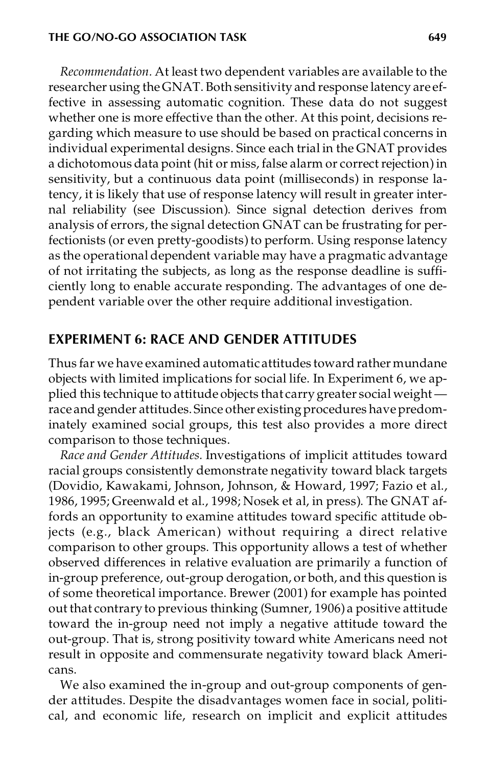*Recommendation.* At least two dependent variables are available to the researcher using the GNAT. Both sensitivity and response latency are effective in assessing automatic cognition. These data do not suggest whether one is more effective than the other. At this point, decisions regarding which measure to use should be based on practical concerns in individual experimental designs. Since each trial in the GNAT provides a dichotomous data point (hit or miss, false alarm or correct rejection) in sensitivity, but a continuous data point (milliseconds) in response latency, it is likely that use of response latency will result in greater internal reliability (see Discussion). Since signal detection derives from analysis of errors, the signal detection GNAT can be frustrating for perfectionists (or even pretty-goodists) to perform. Using response latency as the operational dependent variable may have a pragmatic advantage of not irritating the subjects, as long as the response deadline is sufficiently long to enable accurate responding. The advantages of one dependent variable over the other require additional investigation.

## EXPERIMENT 6: RACE AND GENDER ATTITUDES

Thus far we have examined automatic attitudes toward rather mundane objects with limited implications for social life. In Experiment 6, we applied this technique to attitude objects that carry greater social weight — race and gender attitudes. Since other existing procedures have predominately examined social groups, this test also provides a more direct comparison to those techniques.

*Race and Gender Attitudes.* Investigations of implicit attitudes toward racial groups consistently demonstrate negativity toward black targets (Dovidio, Kawakami, Johnson, Johnson, & Howard, 1997; Fazio et al., 1986, 1995; Greenwald et al., 1998; Nosek et al, in press). The GNAT affords an opportunity to examine attitudes toward specific attitude objects (e.g., black American) without requiring a direct relative comparison to other groups. This opportunity allows a test of whether observed differences in relative evaluation are primarily a function of in-group preference, out-group derogation, or both, and this question is of some theoretical importance. Brewer (2001) for example has pointed out that contrary to previous thinking (Sumner, 1906) a positive attitude toward the in-group need not imply a negative attitude toward the out-group. That is, strong positivity toward white Americans need not result in opposite and commensurate negativity toward black Americans.

We also examined the in-group and out-group components of gender attitudes. Despite the disadvantages women face in social, political, and economic life, research on implicit and explicit attitudes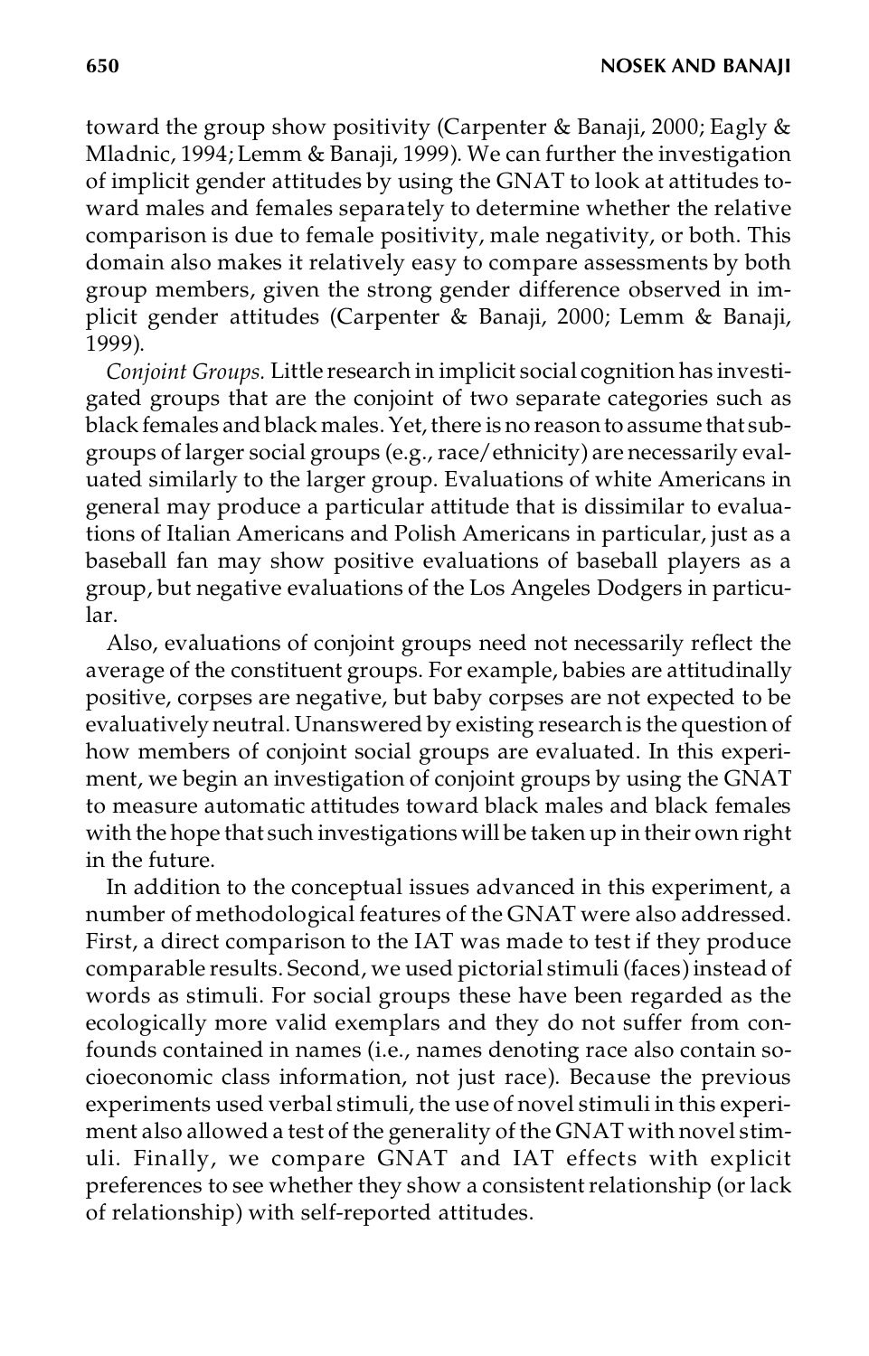toward the group show positivity (Carpenter & Banaji, 2000; Eagly & Mladnic, 1994; Lemm & Banaji, 1999). We can further the investigation of implicit gender attitudes by using the GNAT to look at attitudes toward males and females separately to determine whether the relative comparison is due to female positivity, male negativity, or both. This domain also makes it relatively easy to compare assessments by both group members, given the strong gender difference observed in implicit gender attitudes (Carpenter & Banaji, 2000; Lemm & Banaji, 1999).

*Conjoint Groups.* Little research in implicit social cognition has investigated groups that are the conjoint of two separate categories such as black females and black males. Yet, there is no reason to assume that subgroups of larger social groups (e.g., race/ethnicity) are necessarily evaluated similarly to the larger group. Evaluations of white Americans in general may produce a particular attitude that is dissimilar to evaluations of Italian Americans and Polish Americans in particular, just as a baseball fan may show positive evaluations of baseball players as a group, but negative evaluations of the Los Angeles Dodgers in particular.

Also, evaluations of conjoint groups need not necessarily reflect the average of the constituent groups. For example, babies are attitudinally positive, corpses are negative, but baby corpses are not expected to be evaluatively neutral. Unanswered by existing research is the question of how members of conjoint social groups are evaluated. In this experiment, we begin an investigation of conjoint groups by using the GNAT to measure automatic attitudes toward black males and black females with the hope that such investigations will be taken up in their own right in the future.

In addition to the conceptual issues advanced in this experiment, a number of methodological features of the GNAT were also addressed. First, a direct comparison to the IAT was made to test if they produce comparable results. Second, we used pictorial stimuli (faces) instead of words as stimuli. For social groups these have been regarded as the ecologically more valid exemplars and they do not suffer from confounds contained in names (i.e., names denoting race also contain socioeconomic class information, not just race). Because the previous experiments used verbal stimuli, the use of novel stimuli in this experiment also allowed a test of the generality of the GNAT with novel stimuli. Finally, we compare GNAT and IAT effects with explicit preferences to see whether they show a consistent relationship (or lack of relationship) with self-reported attitudes.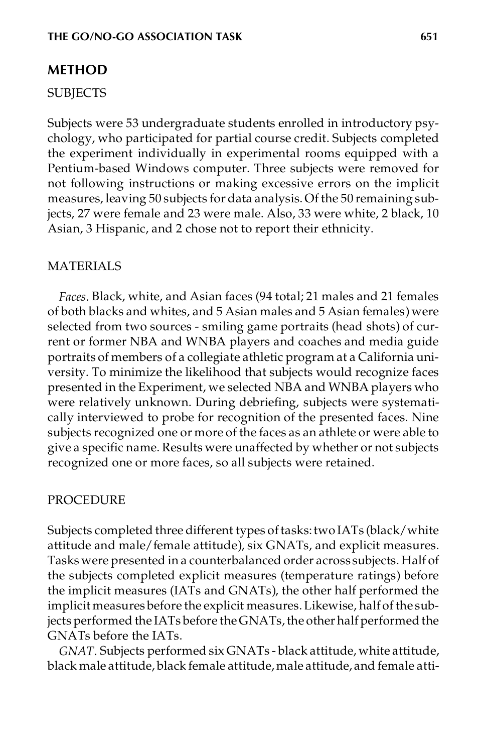## METHOD

### SUBJECTS

Subjects were 53 undergraduate students enrolled in introductory psychology, who participated for partial course credit. Subjects completed the experiment individually in experimental rooms equipped with a Pentium-based Windows computer. Three subjects were removed for not following instructions or making excessive errors on the implicit measures, leaving 50 subjects for data analysis. Of the 50 remaining subjects, 27 were female and 23 were male. Also, 33 were white, 2 black, 10 Asian, 3 Hispanic, and 2 chose not to report their ethnicity.

### MATERIALS

*Faces.* Black, white, and Asian faces (94 total; 21 males and 21 females of both blacks and whites, and 5 Asian males and 5 Asian females) were selected from two sources - smiling game portraits (head shots) of current or former NBA and WNBA players and coaches and media guide portraits of members of a collegiate athletic program at a California university. To minimize the likelihood that subjects would recognize faces presented in the Experiment, we selected NBA and WNBA players who were relatively unknown. During debriefing, subjects were systematically interviewed to probe for recognition of the presented faces. Nine subjects recognized one or more of the faces as an athlete or were able to give a specific name. Results were unaffected by whether or not subjects recognized one or more faces, so all subjects were retained.

### PROCEDURE

Subjects completed three different types of tasks: two IATs (black/white attitude and male/female attitude), six GNATs, and explicit measures. Tasks were presented in a counterbalanced order across subjects. Half of the subjects completed explicit measures (temperature ratings) before the implicit measures (IATs and GNATs), the other half performed the implicit measures before the explicit measures. Likewise, half of the subjects performed the IATs before the GNATs, the other half performed the GNATs before the IATs.

*GNAT.* Subjects performed six GNATs - black attitude, white attitude, black male attitude, black female attitude, male attitude, and female atti-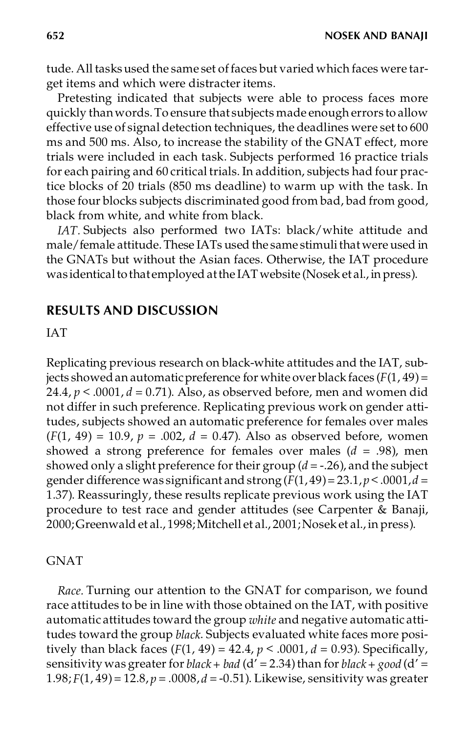tude. All tasks used the same set of faces but varied which faces were target items and which were distracter items.

Pretesting indicated that subjects were able to process faces more quickly than words. To ensure that subjects made enough errors to allow effective use of signal detection techniques, the deadlines were set to 600 ms and 500 ms. Also, to increase the stability of the GNAT effect, more trials were included in each task. Subjects performed 16 practice trials for each pairing and 60 critical trials. In addition, subjects had four practice blocks of 20 trials (850 ms deadline) to warm up with the task. In those four blocks subjects discriminated good from bad, bad from good, black from white, and white from black.

*IAT*. Subjects also performed two IATs: black/white attitude and male/female attitude. These IATs used the same stimuli that were used in the GNATs but without the Asian faces. Otherwise, the IAT procedure was identical to that employed at the IAT website (Nosek et al., in press).

## RESULTS AND DISCUSSION

### IAT

Replicating previous research on black-white attitudes and the IAT, subjects showed an automatic preference for white over black faces ($F(1, 49) = 24.4$, $p < .0001$, $d = 0.71$). Also, as observed before, men and women did not differ in such preference. Replicating previous work on gender attitudes, subjects showed an automatic preference for females over males ($F(1, 49) = 10.9$, $p = .002$, $d = 0.47$). Also as observed before, women showed a strong preference for females over males ($d = .98$), men showed only a slight preference for their group ($d = -.26$), and the subject gender difference was significant and strong ($F(1, 49) = 23.1$, $p < .0001$, $d = 1.37$). Reassuringly, these results replicate previous work using the IAT procedure to test race and gender attitudes (see Carpenter & Banaji, 2000; Greenwald et al., 1998; Mitchell et al., 2001; Nosek et al., in press).

### GNAT

*Race*. Turning our attention to the GNAT for comparison, we found race attitudes to be in line with those obtained on the IAT, with positive automatic attitudes toward the group *white* and negative automatic attitudes toward the group *black*. Subjects evaluated white faces more positively than black faces ($F(1, 49) = 42.4$, $p < .0001$, $d = 0.93$). Specifically, sensitivity was greater for *black + bad* ($d' = 2.34$) than for *black + good* ($d' = 1.98$; $F(1, 49) = 12.8$, $p = .0008$, $d = -0.51$). Likewise, sensitivity was greater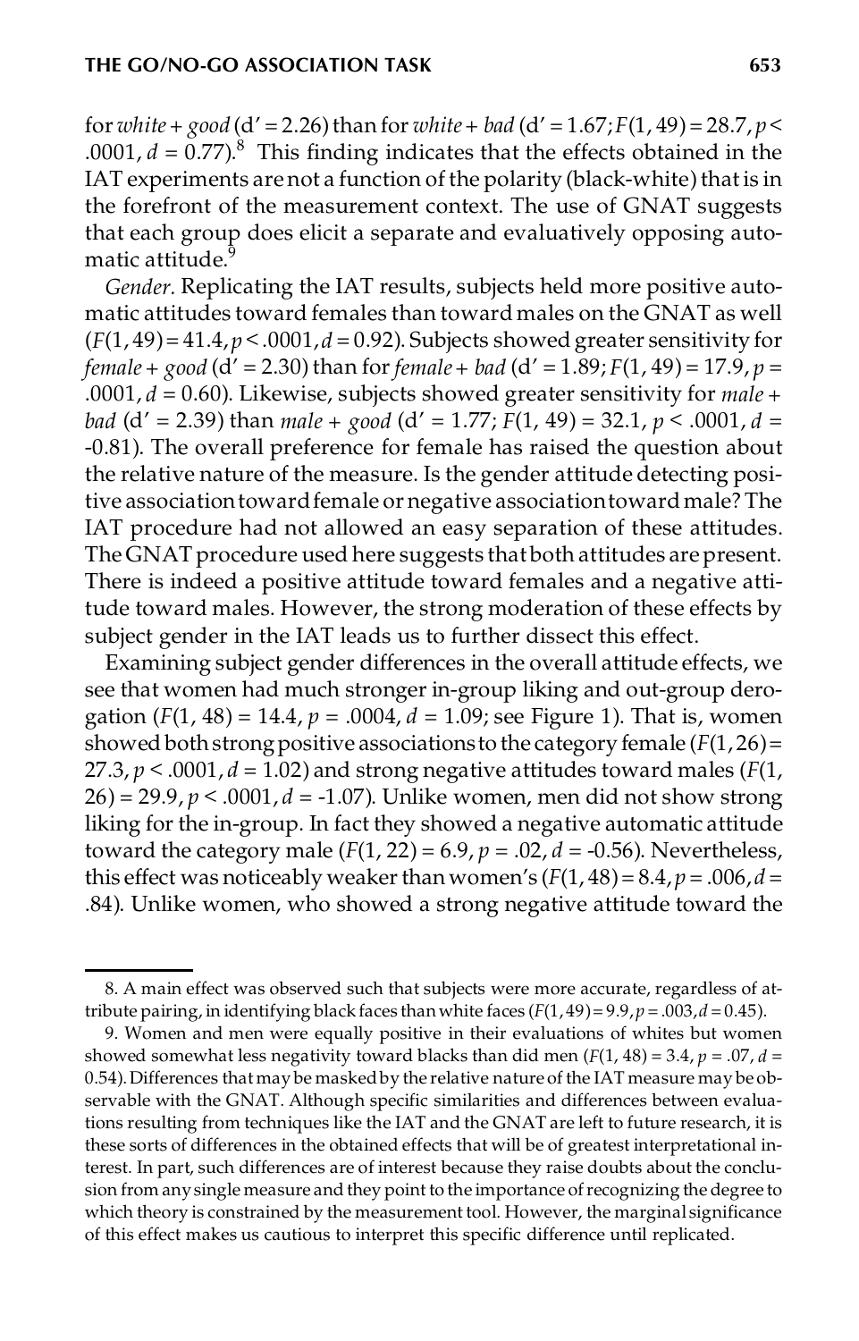for *white* + *good* (d′ = 2.26) than for *white* + *bad* (d′ = 1.67; $F(1, 49) = 28.7$, $p < .0001$, $d = 0.77$).[8] This finding indicates that the effects obtained in the IAT experiments are not a function of the polarity (black-white) that is in the forefront of the measurement context. The use of GNAT suggests that each group does elicit a separate and evaluatively opposing automatic attitude.[9]

*Gender*. Replicating the IAT results, subjects held more positive automatic attitudes toward females than toward males on the GNAT as well ($F(1, 49) = 41.4$, $p < .0001$, $d = 0.92$). Subjects showed greater sensitivity for *female* + *good* (d′ = 2.30) than for *female* + *bad* (d′ = 1.89; $F(1, 49) = 17.9$, $p = .0001$, $d = 0.60$). Likewise, subjects showed greater sensitivity for *male* + *bad* (d′ = 2.39) than *male* + *good* (d′ = 1.77; $F(1, 49) = 32.1$, $p < .0001$, $d = -0.81$). The overall preference for female has raised the question about the relative nature of the measure. Is the gender attitude detecting positive association toward female or negative association toward male? The IAT procedure had not allowed an easy separation of these attitudes. The GNAT procedure used here suggests that both attitudes are present. There is indeed a positive attitude toward females and a negative attitude toward males. However, the strong moderation of these effects by subject gender in the IAT leads us to further dissect this effect.

Examining subject gender differences in the overall attitude effects, we see that women had much stronger in-group liking and out-group derogation ($F(1, 48) = 14.4$, $p = .0004$, $d = 1.09$; see Figure 1). That is, women showed both strong positive associations to the category female ($F(1, 26) = 27.3$, $p < .0001$, $d = 1.02$) and strong negative attitudes toward males ($F(1, 26) = 29.9$, $p < .0001$, $d = -1.07$). Unlike women, men did not show strong liking for the in-group. In fact they showed a negative automatic attitude toward the category male ($F(1, 22) = 6.9$, $p = .02$, $d = -0.56$). Nevertheless, this effect was noticeably weaker than women's ($F(1, 48) = 8.4$, $p = .006$, $d = .84$). Unlike women, who showed a strong negative attitude toward the

8. A main effect was observed such that subjects were more accurate, regardless of attribute pairing, in identifying black faces than white faces ($F(1, 49) = 9.9$, $p = .003$, $d = 0.45$).

9. Women and men were equally positive in their evaluations of whites but women showed somewhat less negativity toward blacks than did men ($F(1, 48) = 3.4$, $p = .07$, $d = 0.54$). Differences that may be masked by the relative nature of the IAT measure may be observable with the GNAT. Although specific similarities and differences between evaluations resulting from techniques like the IAT and the GNAT are left to future research, it is these sorts of differences in the obtained effects that will be of greatest interpretational interest. In part, such differences are of interest because they raise doubts about the conclusion from any single measure and they point to the importance of recognizing the degree to which theory is constrained by the measurement tool. However, the marginal significance of this effect makes us cautious to interpret this specific difference until replicated.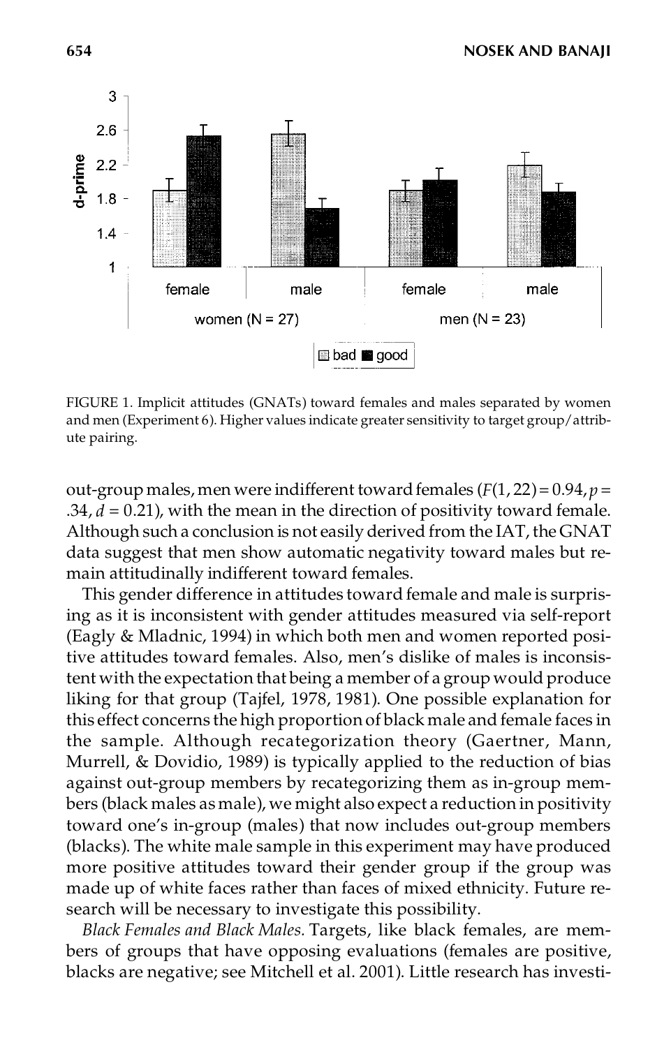FIGURE 1. Implicit attitudes (GNATs) toward females and males separated by women and men (Experiment 6). Higher values indicate greater sensitivity to target group/attribute pairing.

out-group males, men were indifferent toward females ($F(1, 22) = 0.94, p = .34, d = 0.21$), with the mean in the direction of positivity toward female. Although such a conclusion is not easily derived from the IAT, the GNAT data suggest that men show automatic negativity toward males but remain attitudinally indifferent toward females.

This gender difference in attitudes toward female and male is surprising as it is inconsistent with gender attitudes measured via self-report (Eagly & Mladnic, 1994) in which both men and women reported positive attitudes toward females. Also, men's dislike of males is inconsistent with the expectation that being a member of a group would produce liking for that group (Tajfel, 1978, 1981). One possible explanation for this effect concerns the high proportion of black male and female faces in the sample. Although recategorization theory (Gaertner, Mann, Murrell, & Dovidio, 1989) is typically applied to the reduction of bias against out-group members by recategorizing them as in-group members (black males as male), we might also expect a reduction in positivity toward one's in-group (males) that now includes out-group members (blacks). The white male sample in this experiment may have produced more positive attitudes toward their gender group if the group was made up of white faces rather than faces of mixed ethnicity. Future research will be necessary to investigate this possibility.

*Black Females and Black Males.* Targets, like black females, are members of groups that have opposing evaluations (females are positive, blacks are negative; see Mitchell et al. 2001). Little research has investi-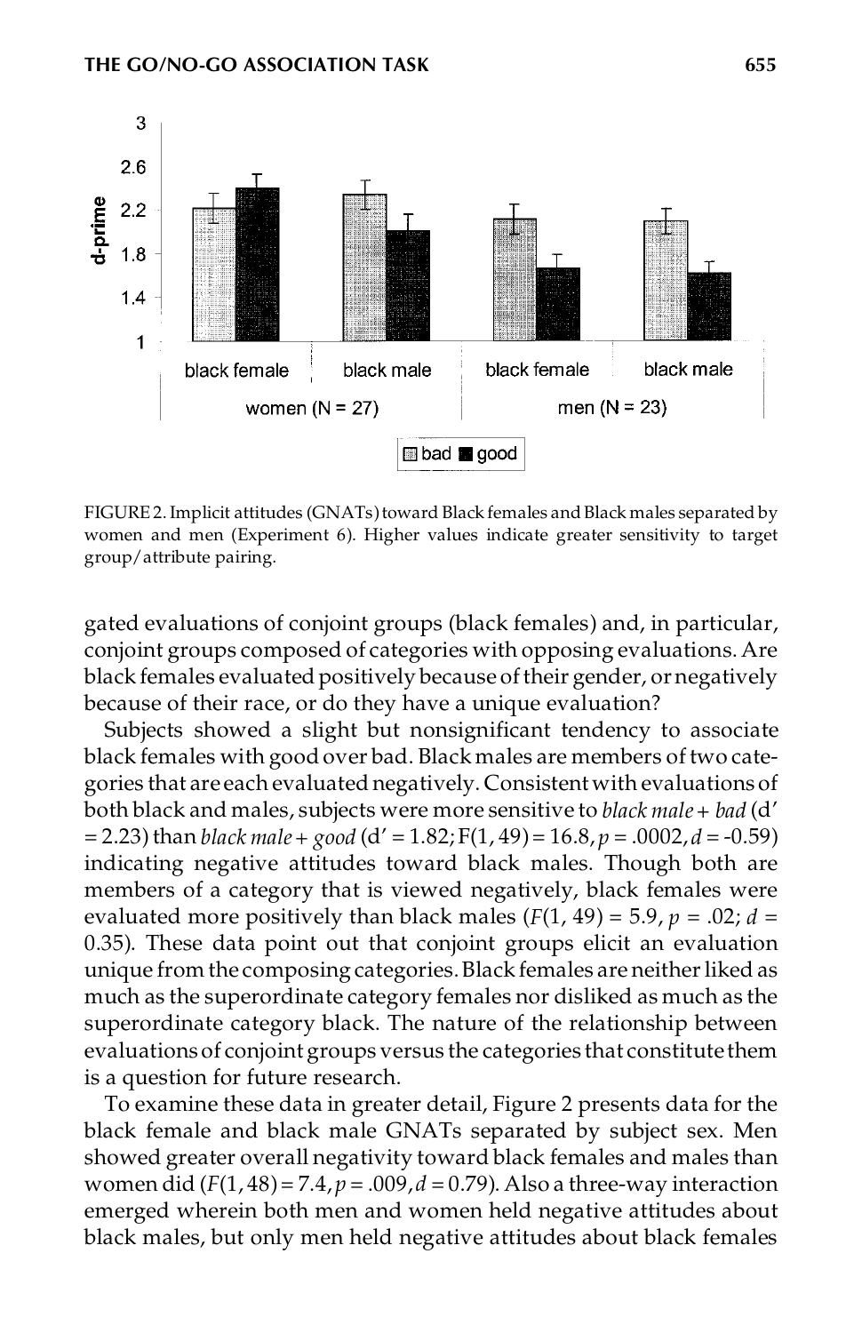FIGURE 2. Implicit attitudes (GNATs) toward Black females and Black males separated by women and men (Experiment 6). Higher values indicate greater sensitivity to target group/attribute pairing.

gated evaluations of conjoint groups (black females) and, in particular, conjoint groups composed of categories with opposing evaluations. Are black females evaluated positively because of their gender, or negatively because of their race, or do they have a unique evaluation?

Subjects showed a slight but nonsignificant tendency to associate black females with good over bad. Black males are members of two categories that are each evaluated negatively. Consistent with evaluations of both black and males, subjects were more sensitive to *black male + bad* (d′ = 2.23) than *black male + good* (d′ = 1.82; $F(1, 49) = 16.8$, $p = .0002$, $d = -0.59$) indicating negative attitudes toward black males. Though both are members of a category that is viewed negatively, black females were evaluated more positively than black males ($F(1, 49) = 5.9$, $p = .02$; $d = 0.35$). These data point out that conjoint groups elicit an evaluation unique from the composing categories. Black females are neither liked as much as the superordinate category females nor disliked as much as the superordinate category black. The nature of the relationship between evaluations of conjoint groups versus the categories that constitute them is a question for future research.

To examine these data in greater detail, Figure 2 presents data for the black female and black male GNATs separated by subject sex. Men showed greater overall negativity toward black females and males than women did ($F(1, 48) = 7.4$, $p = .009$, $d = 0.79$). Also a three-way interaction emerged wherein both men and women held negative attitudes about black males, but only men held negative attitudes about black females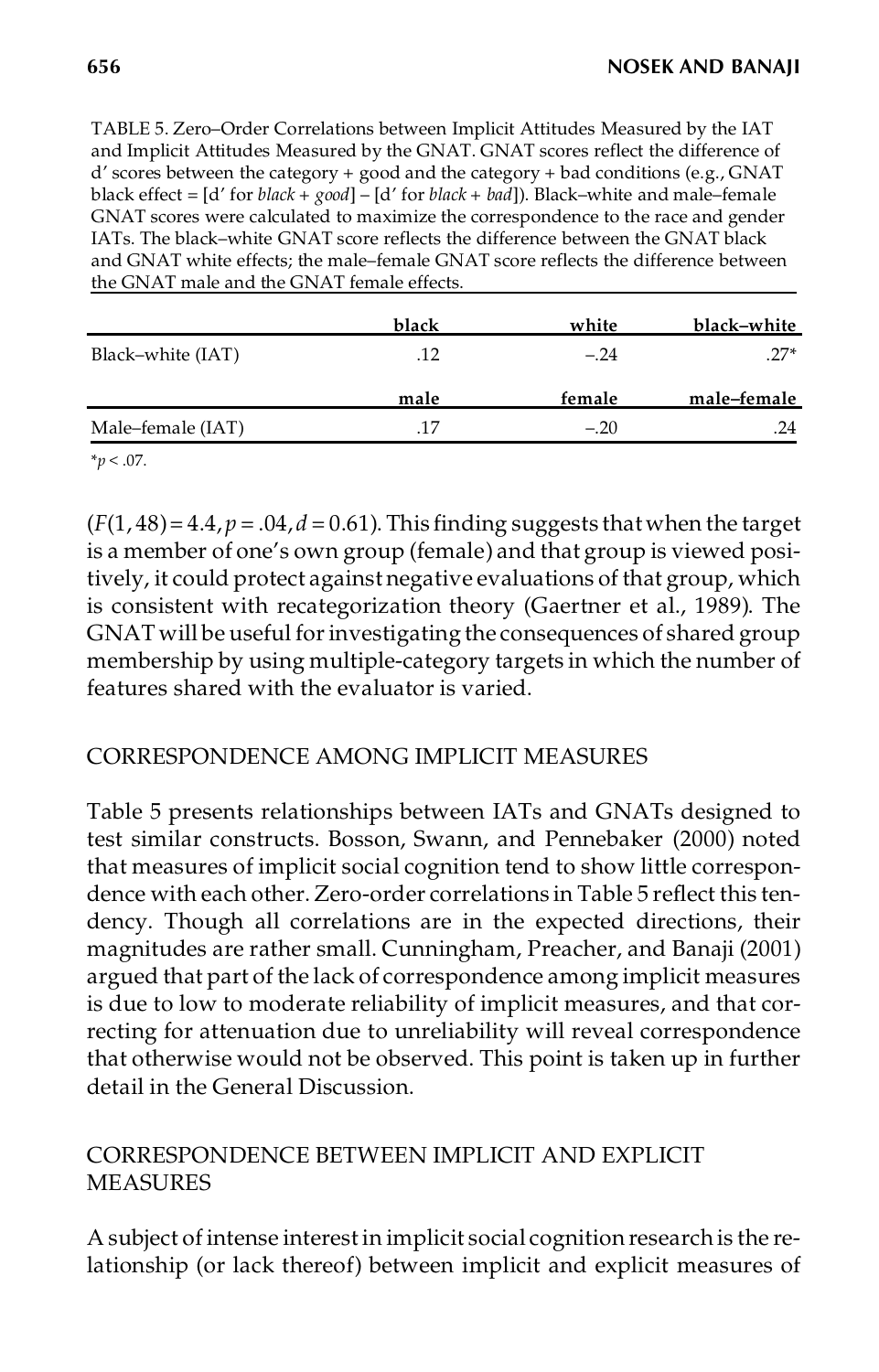TABLE 5. Zero–Order Correlations between Implicit Attitudes Measured by the IAT and Implicit Attitudes Measured by the GNAT. GNAT scores reflect the difference of d′ scores between the category + good and the category + bad conditions (e.g., GNAT black effect = [d′ for *black* + *good*] – [d′ for *black* + *bad*]). Black–white and male–female GNAT scores were calculated to maximize the correspondence to the race and gender IATs. The black–white GNAT score reflects the difference between the GNAT black and GNAT white effects; the male–female GNAT score reflects the difference between the GNAT male and the GNAT female effects.

| | black | white | black–white |
|---|---|---|---|
| Black–white (IAT) | .12 | –.24 | .27* |
| | **male** | **female** | **male–female** |
| Male–female (IAT) | .17 | –.20 | .24 |

*$p < .07$.

($F(1, 48) = 4.4, p = .04, d = 0.61$). This finding suggests that when the target is a member of one's own group (female) and that group is viewed positively, it could protect against negative evaluations of that group, which is consistent with recategorization theory (Gaertner et al., 1989). The GNAT will be useful for investigating the consequences of shared group membership by using multiple-category targets in which the number of features shared with the evaluator is varied.

## CORRESPONDENCE AMONG IMPLICIT MEASURES

Table 5 presents relationships between IATs and GNATs designed to test similar constructs. Bosson, Swann, and Pennebaker (2000) noted that measures of implicit social cognition tend to show little correspondence with each other. Zero-order correlations in Table 5 reflect this tendency. Though all correlations are in the expected directions, their magnitudes are rather small. Cunningham, Preacher, and Banaji (2001) argued that part of the lack of correspondence among implicit measures is due to low to moderate reliability of implicit measures, and that correcting for attenuation due to unreliability will reveal correspondence that otherwise would not be observed. This point is taken up in further detail in the General Discussion.

## CORRESPONDENCE BETWEEN IMPLICIT AND EXPLICIT MEASURES

A subject of intense interest in implicit social cognition research is the relationship (or lack thereof) between implicit and explicit measures of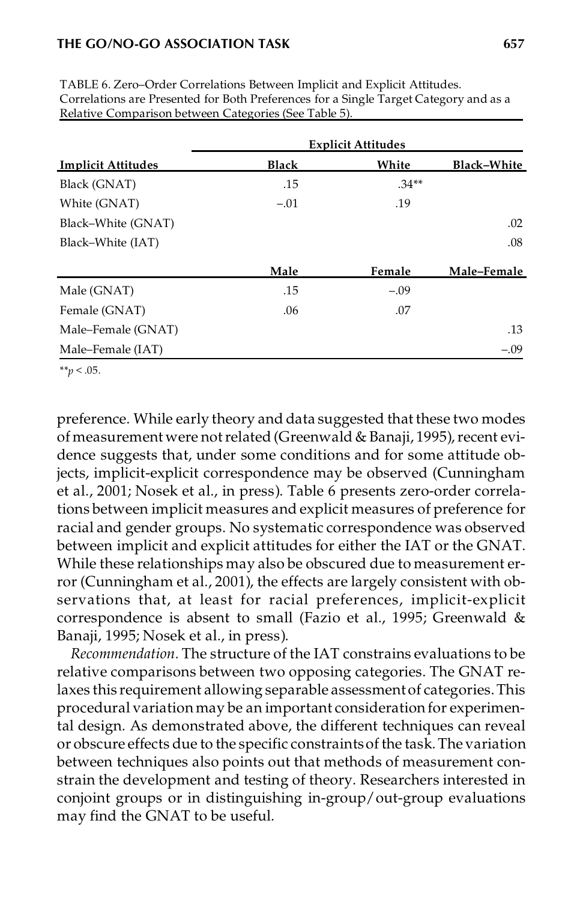TABLE 6. Zero–Order Correlations Between Implicit and Explicit Attitudes. Correlations are Presented for Both Preferences for a Single Target Category and as a Relative Comparison between Categories (See Table 5).

| | Explicit Attitudes | | |
|---|---|---|---|
| **Implicit Attitudes** | **Black** | **White** | **Black–White** |
| Black (GNAT) | .15 | .34** | |
| White (GNAT) | –.01 | .19 | |
| Black–White (GNAT) | | | .02 |
| Black–White (IAT) | | | .08 |
| | **Male** | **Female** | **Male–Female** |
| Male (GNAT) | .15 | –.09 | |
| Female (GNAT) | .06 | .07 | |
| Male–Female (GNAT) | | | .13 |
| Male–Female (IAT) | | | –.09 |

**$p < .05$.

preference. While early theory and data suggested that these two modes of measurement were not related (Greenwald & Banaji, 1995), recent evidence suggests that, under some conditions and for some attitude objects, implicit-explicit correspondence may be observed (Cunningham et al., 2001; Nosek et al., in press). Table 6 presents zero-order correlations between implicit measures and explicit measures of preference for racial and gender groups. No systematic correspondence was observed between implicit and explicit attitudes for either the IAT or the GNAT. While these relationships may also be obscured due to measurement error (Cunningham et al., 2001), the effects are largely consistent with observations that, at least for racial preferences, implicit-explicit correspondence is absent to small (Fazio et al., 1995; Greenwald & Banaji, 1995; Nosek et al., in press).

*Recommendation.* The structure of the IAT constrains evaluations to be relative comparisons between two opposing categories. The GNAT relaxes this requirement allowing separable assessment of categories. This procedural variation may be an important consideration for experimental design. As demonstrated above, the different techniques can reveal or obscure effects due to the specific constraints of the task. The variation between techniques also points out that methods of measurement constrain the development and testing of theory. Researchers interested in conjoint groups or in distinguishing in-group/out-group evaluations may find the GNAT to be useful.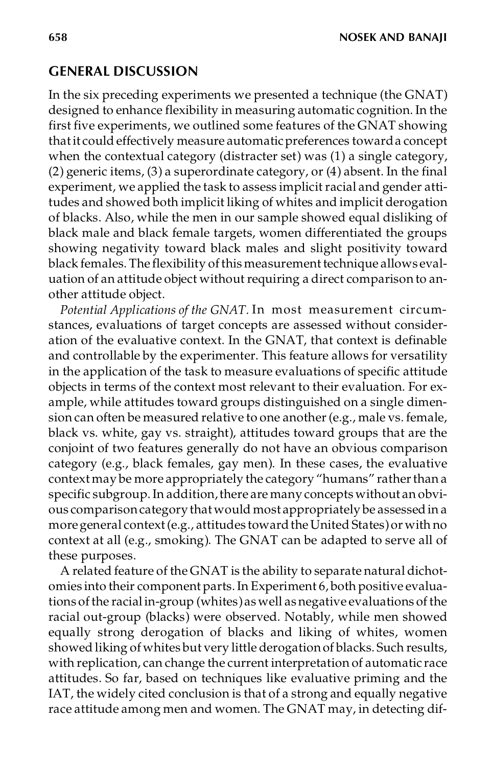## GENERAL DISCUSSION

In the six preceding experiments we presented a technique (the GNAT) designed to enhance flexibility in measuring automatic cognition. In the first five experiments, we outlined some features of the GNAT showing that it could effectively measure automatic preferences toward a concept when the contextual category (distracter set) was (1) a single category, (2) generic items, (3) a superordinate category, or (4) absent. In the final experiment, we applied the task to assess implicit racial and gender attitudes and showed both implicit liking of whites and implicit derogation of blacks. Also, while the men in our sample showed equal disliking of black male and black female targets, women differentiated the groups showing negativity toward black males and slight positivity toward black females. The flexibility of this measurement technique allows evaluation of an attitude object without requiring a direct comparison to another attitude object.

*Potential Applications of the GNAT.* In most measurement circumstances, evaluations of target concepts are assessed without consideration of the evaluative context. In the GNAT, that context is definable and controllable by the experimenter. This feature allows for versatility in the application of the task to measure evaluations of specific attitude objects in terms of the context most relevant to their evaluation. For example, while attitudes toward groups distinguished on a single dimension can often be measured relative to one another (e.g., male vs. female, black vs. white, gay vs. straight), attitudes toward groups that are the conjoint of two features generally do not have an obvious comparison category (e.g., black females, gay men). In these cases, the evaluative context may be more appropriately the category "humans" rather than a specific subgroup. In addition, there are many concepts without an obvious comparison category that would most appropriately be assessed in a more general context (e.g., attitudes toward the United States) or with no context at all (e.g., smoking). The GNAT can be adapted to serve all of these purposes.

A related feature of the GNAT is the ability to separate natural dichotomies into their component parts. In Experiment 6, both positive evaluations of the racial in-group (whites) as well as negative evaluations of the racial out-group (blacks) were observed. Notably, while men showed equally strong derogation of blacks and liking of whites, women showed liking of whites but very little derogation of blacks. Such results, with replication, can change the current interpretation of automatic race attitudes. So far, based on techniques like evaluative priming and the IAT, the widely cited conclusion is that of a strong and equally negative race attitude among men and women. The GNAT may, in detecting dif-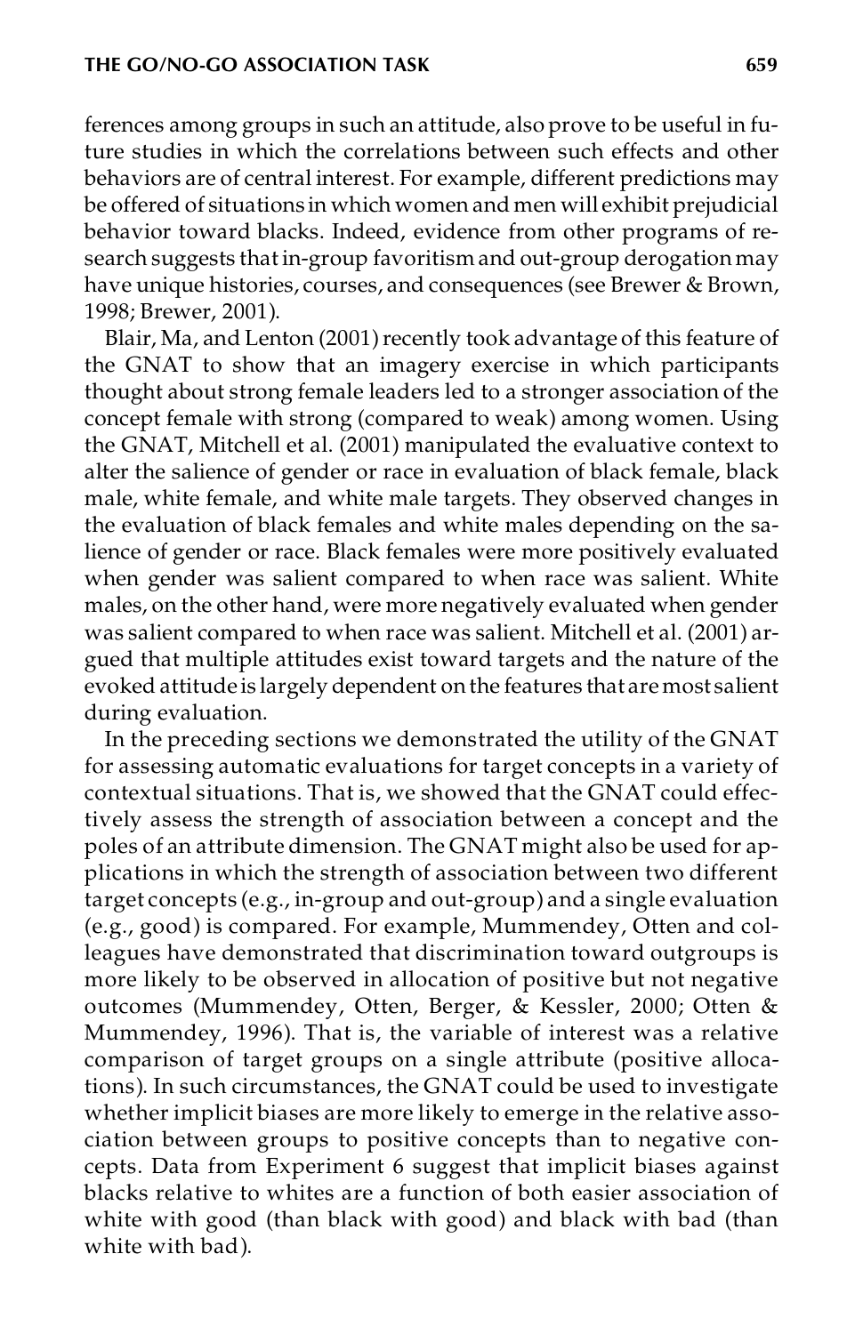ferences among groups in such an attitude, also prove to be useful in future studies in which the correlations between such effects and other behaviors are of central interest. For example, different predictions may be offered of situations in which women and men will exhibit prejudicial behavior toward blacks. Indeed, evidence from other programs of research suggests that in-group favoritism and out-group derogation may have unique histories, courses, and consequences (see Brewer & Brown, 1998; Brewer, 2001).

Blair, Ma, and Lenton (2001) recently took advantage of this feature of the GNAT to show that an imagery exercise in which participants thought about strong female leaders led to a stronger association of the concept female with strong (compared to weak) among women. Using the GNAT, Mitchell et al. (2001) manipulated the evaluative context to alter the salience of gender or race in evaluation of black female, black male, white female, and white male targets. They observed changes in the evaluation of black females and white males depending on the salience of gender or race. Black females were more positively evaluated when gender was salient compared to when race was salient. White males, on the other hand, were more negatively evaluated when gender was salient compared to when race was salient. Mitchell et al. (2001) argued that multiple attitudes exist toward targets and the nature of the evoked attitude is largely dependent on the features that are most salient during evaluation.

In the preceding sections we demonstrated the utility of the GNAT for assessing automatic evaluations for target concepts in a variety of contextual situations. That is, we showed that the GNAT could effectively assess the strength of association between a concept and the poles of an attribute dimension. The GNAT might also be used for applications in which the strength of association between two different target concepts (e.g., in-group and out-group) and a single evaluation (e.g., good) is compared. For example, Mummendey, Otten and colleagues have demonstrated that discrimination toward outgroups is more likely to be observed in allocation of positive but not negative outcomes (Mummendey, Otten, Berger, & Kessler, 2000; Otten & Mummendey, 1996). That is, the variable of interest was a relative comparison of target groups on a single attribute (positive allocations). In such circumstances, the GNAT could be used to investigate whether implicit biases are more likely to emerge in the relative association between groups to positive concepts than to negative concepts. Data from Experiment 6 suggest that implicit biases against blacks relative to whites are a function of both easier association of white with good (than black with good) and black with bad (than white with bad).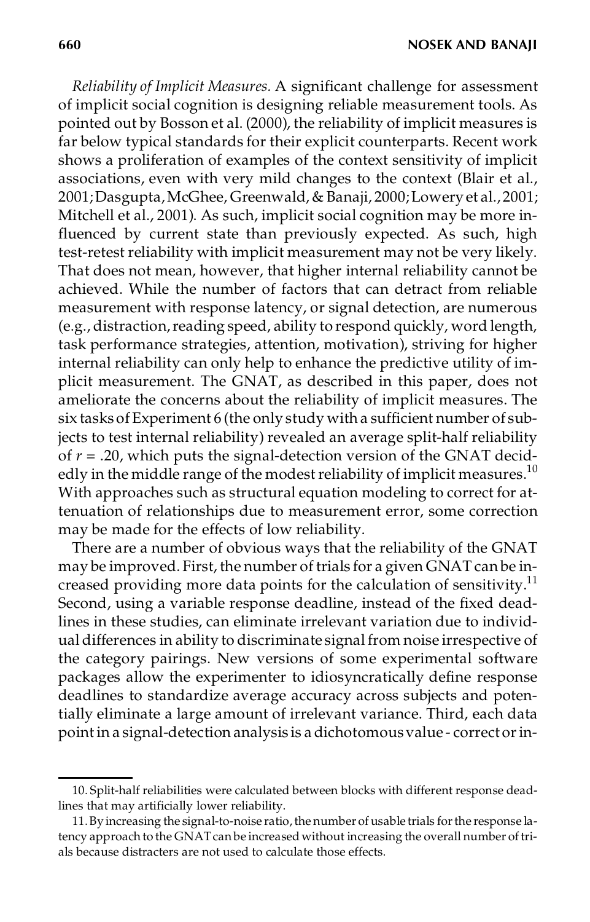*Reliability of Implicit Measures.* A significant challenge for assessment of implicit social cognition is designing reliable measurement tools. As pointed out by Bosson et al. (2000), the reliability of implicit measures is far below typical standards for their explicit counterparts. Recent work shows a proliferation of examples of the context sensitivity of implicit associations, even with very mild changes to the context (Blair et al., 2001; Dasgupta, McGhee, Greenwald, & Banaji, 2000; Lowery et al., 2001; Mitchell et al., 2001). As such, implicit social cognition may be more influenced by current state than previously expected. As such, high test-retest reliability with implicit measurement may not be very likely. That does not mean, however, that higher internal reliability cannot be achieved. While the number of factors that can detract from reliable measurement with response latency, or signal detection, are numerous (e.g., distraction, reading speed, ability to respond quickly, word length, task performance strategies, attention, motivation), striving for higher internal reliability can only help to enhance the predictive utility of implicit measurement. The GNAT, as described in this paper, does not ameliorate the concerns about the reliability of implicit measures. The six tasks of Experiment 6 (the only study with a sufficient number of subjects to test internal reliability) revealed an average split-half reliability of $r = .20$, which puts the signal-detection version of the GNAT decidedly in the middle range of the modest reliability of implicit measures.[10] With approaches such as structural equation modeling to correct for attenuation of relationships due to measurement error, some correction may be made for the effects of low reliability.

There are a number of obvious ways that the reliability of the GNAT may be improved. First, the number of trials for a given GNAT can be increased providing more data points for the calculation of sensitivity.[11] Second, using a variable response deadline, instead of the fixed deadlines in these studies, can eliminate irrelevant variation due to individual differences in ability to discriminate signal from noise irrespective of the category pairings. New versions of some experimental software packages allow the experimenter to idiosyncratically define response deadlines to standardize average accuracy across subjects and potentially eliminate a large amount of irrelevant variance. Third, each data point in a signal-detection analysis is a dichotomous value - correct or in-

10. Split-half reliabilities were calculated between blocks with different response deadlines that may artificially lower reliability.

11. By increasing the signal-to-noise ratio, the number of usable trials for the response latency approach to the GNAT can be increased without increasing the overall number of trials because distracters are not used to calculate those effects.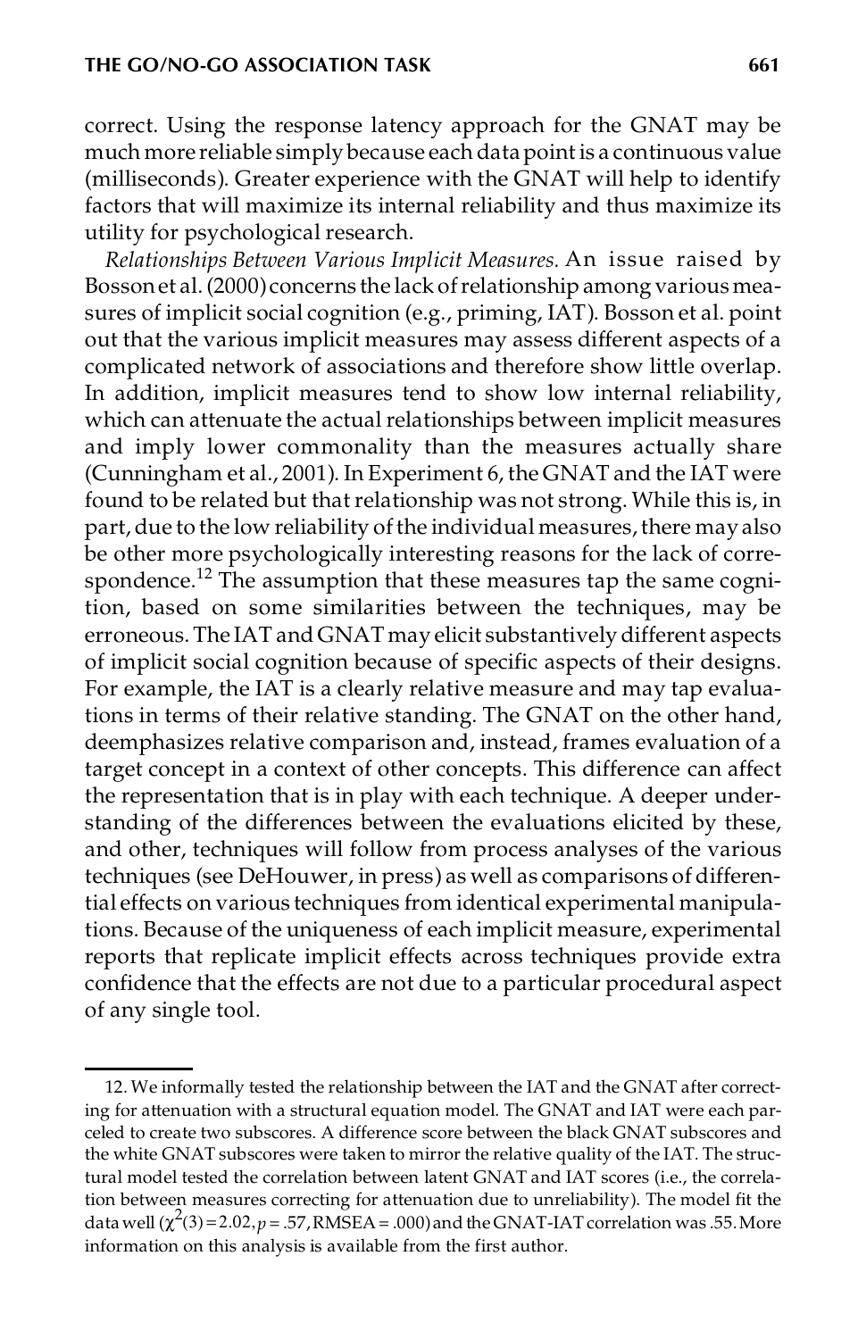correct. Using the response latency approach for the GNAT may be much more reliable simply because each data point is a continuous value (milliseconds). Greater experience with the GNAT will help to identify factors that will maximize its internal reliability and thus maximize its utility for psychological research.

*Relationships Between Various Implicit Measures.* An issue raised by Bosson et al. (2000) concerns the lack of relationship among various measures of implicit social cognition (e.g., priming, IAT). Bosson et al. point out that the various implicit measures may assess different aspects of a complicated network of associations and therefore show little overlap. In addition, implicit measures tend to show low internal reliability, which can attenuate the actual relationships between implicit measures and imply lower commonality than the measures actually share (Cunningham et al., 2001). In Experiment 6, the GNAT and the IAT were found to be related but that relationship was not strong. While this is, in part, due to the low reliability of the individual measures, there may also be other more psychologically interesting reasons for the lack of correspondence.[12] The assumption that these measures tap the same cognition, based on some similarities between the techniques, may be erroneous. The IAT and GNAT may elicit substantively different aspects of implicit social cognition because of specific aspects of their designs. For example, the IAT is a clearly relative measure and may tap evaluations in terms of their relative standing. The GNAT on the other hand, deemphasizes relative comparison and, instead, frames evaluation of a target concept in a context of other concepts. This difference can affect the representation that is in play with each technique. A deeper understanding of the differences between the evaluations elicited by these, and other, techniques will follow from process analyses of the various techniques (see DeHouwer, in press) as well as comparisons of differential effects on various techniques from identical experimental manipulations. Because of the uniqueness of each implicit measure, experimental reports that replicate implicit effects across techniques provide extra confidence that the effects are not due to a particular procedural aspect of any single tool.

12. We informally tested the relationship between the IAT and the GNAT after correcting for attenuation with a structural equation model. The GNAT and IAT were each parceled to create two subscores. A difference score between the black GNAT subscores and the white GNAT subscores were taken to mirror the relative quality of the IAT. The structural model tested the correlation between latent GNAT and IAT scores (i.e., the correlation between measures correcting for attenuation due to unreliability). The model fit the data well ($\chi^2(3) = 2.02$, $p = .57$, RMSEA = .000) and the GNAT-IAT correlation was .55. More information on this analysis is available from the first author.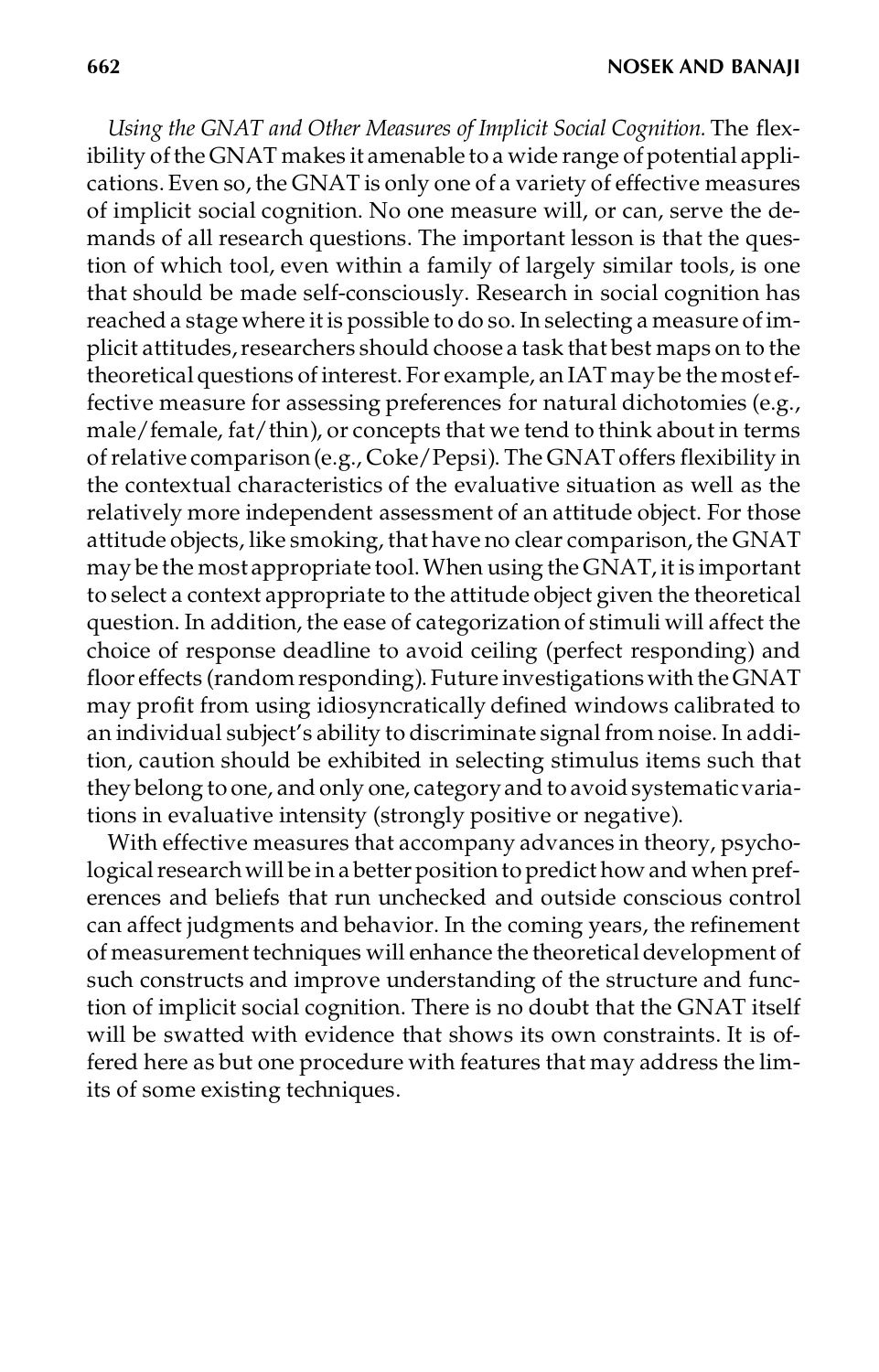*Using the GNAT and Other Measures of Implicit Social Cognition.* The flexibility of the GNAT makes it amenable to a wide range of potential applications. Even so, the GNAT is only one of a variety of effective measures of implicit social cognition. No one measure will, or can, serve the demands of all research questions. The important lesson is that the question of which tool, even within a family of largely similar tools, is one that should be made self-consciously. Research in social cognition has reached a stage where it is possible to do so. In selecting a measure of implicit attitudes, researchers should choose a task that best maps on to the theoretical questions of interest. For example, an IAT may be the most effective measure for assessing preferences for natural dichotomies (e.g., male/female, fat/thin), or concepts that we tend to think about in terms of relative comparison (e.g., Coke/Pepsi). The GNAT offers flexibility in the contextual characteristics of the evaluative situation as well as the relatively more independent assessment of an attitude object. For those attitude objects, like smoking, that have no clear comparison, the GNAT may be the most appropriate tool. When using the GNAT, it is important to select a context appropriate to the attitude object given the theoretical question. In addition, the ease of categorization of stimuli will affect the choice of response deadline to avoid ceiling (perfect responding) and floor effects (random responding). Future investigations with the GNAT may profit from using idiosyncratically defined windows calibrated to an individual subject's ability to discriminate signal from noise. In addition, caution should be exhibited in selecting stimulus items such that they belong to one, and only one, category and to avoid systematic variations in evaluative intensity (strongly positive or negative).

With effective measures that accompany advances in theory, psychological research will be in a better position to predict how and when preferences and beliefs that run unchecked and outside conscious control can affect judgments and behavior. In the coming years, the refinement of measurement techniques will enhance the theoretical development of such constructs and improve understanding of the structure and function of implicit social cognition. There is no doubt that the GNAT itself will be swatted with evidence that shows its own constraints. It is offered here as but one procedure with features that may address the limits of some existing techniques.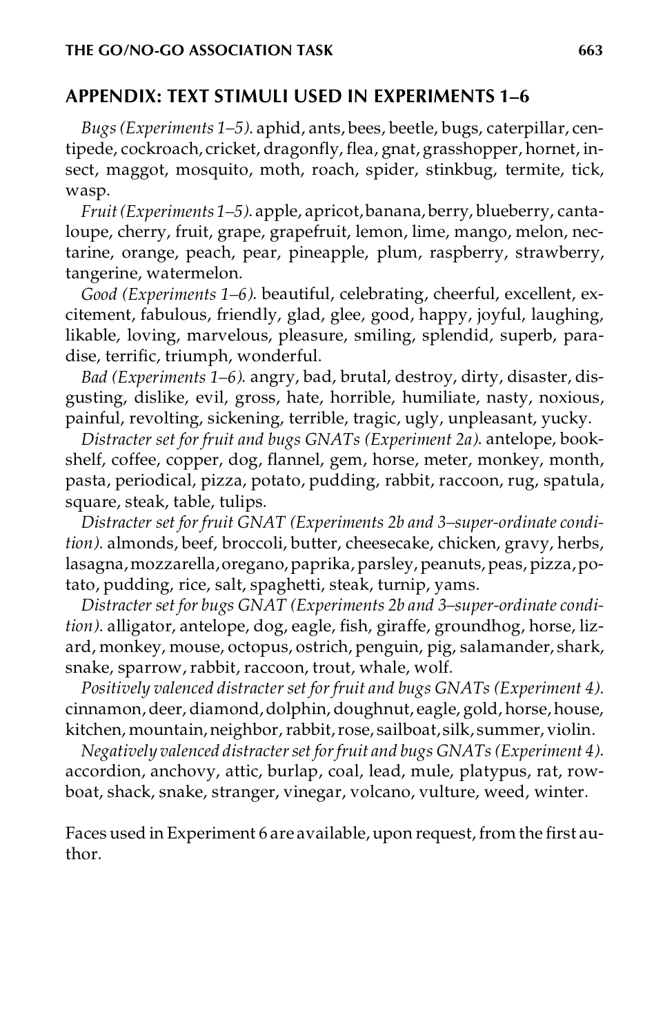## APPENDIX: TEXT STIMULI USED IN EXPERIMENTS 1–6

*Bugs (Experiments 1–5).* aphid, ants, bees, beetle, bugs, caterpillar, centipede, cockroach, cricket, dragonfly, flea, gnat, grasshopper, hornet, insect, maggot, mosquito, moth, roach, spider, stinkbug, termite, tick, wasp.

*Fruit (Experiments 1–5).* apple, apricot, banana, berry, blueberry, cantaloupe, cherry, fruit, grape, grapefruit, lemon, lime, mango, melon, nectarine, orange, peach, pear, pineapple, plum, raspberry, strawberry, tangerine, watermelon.

*Good (Experiments 1–6).* beautiful, celebrating, cheerful, excellent, excitement, fabulous, friendly, glad, glee, good, happy, joyful, laughing, likable, loving, marvelous, pleasure, smiling, splendid, superb, paradise, terrific, triumph, wonderful.

*Bad (Experiments 1–6).* angry, bad, brutal, destroy, dirty, disaster, disgusting, dislike, evil, gross, hate, horrible, humiliate, nasty, noxious, painful, revolting, sickening, terrible, tragic, ugly, unpleasant, yucky.

*Distracter set for fruit and bugs GNATs (Experiment 2a).* antelope, bookshelf, coffee, copper, dog, flannel, gem, horse, meter, monkey, month, pasta, periodical, pizza, potato, pudding, rabbit, raccoon, rug, spatula, square, steak, table, tulips.

*Distracter set for fruit GNAT (Experiments 2b and 3–super-ordinate condition).* almonds, beef, broccoli, butter, cheesecake, chicken, gravy, herbs, lasagna, mozzarella, oregano, paprika, parsley, peanuts, peas, pizza, potato, pudding, rice, salt, spaghetti, steak, turnip, yams.

*Distracter set for bugs GNAT (Experiments 2b and 3–super-ordinate condition).* alligator, antelope, dog, eagle, fish, giraffe, groundhog, horse, lizard, monkey, mouse, octopus, ostrich, penguin, pig, salamander, shark, snake, sparrow, rabbit, raccoon, trout, whale, wolf.

*Positively valenced distracter set for fruit and bugs GNATs (Experiment 4).* cinnamon, deer, diamond, dolphin, doughnut, eagle, gold, horse, house, kitchen, mountain, neighbor, rabbit, rose, sailboat, silk, summer, violin.

*Negatively valenced distracter set for fruit and bugs GNATs (Experiment 4).* accordion, anchovy, attic, burlap, coal, lead, mule, platypus, rat, rowboat, shack, snake, stranger, vinegar, volcano, vulture, weed, winter.

Faces used in Experiment 6 are available, upon request, from the first author.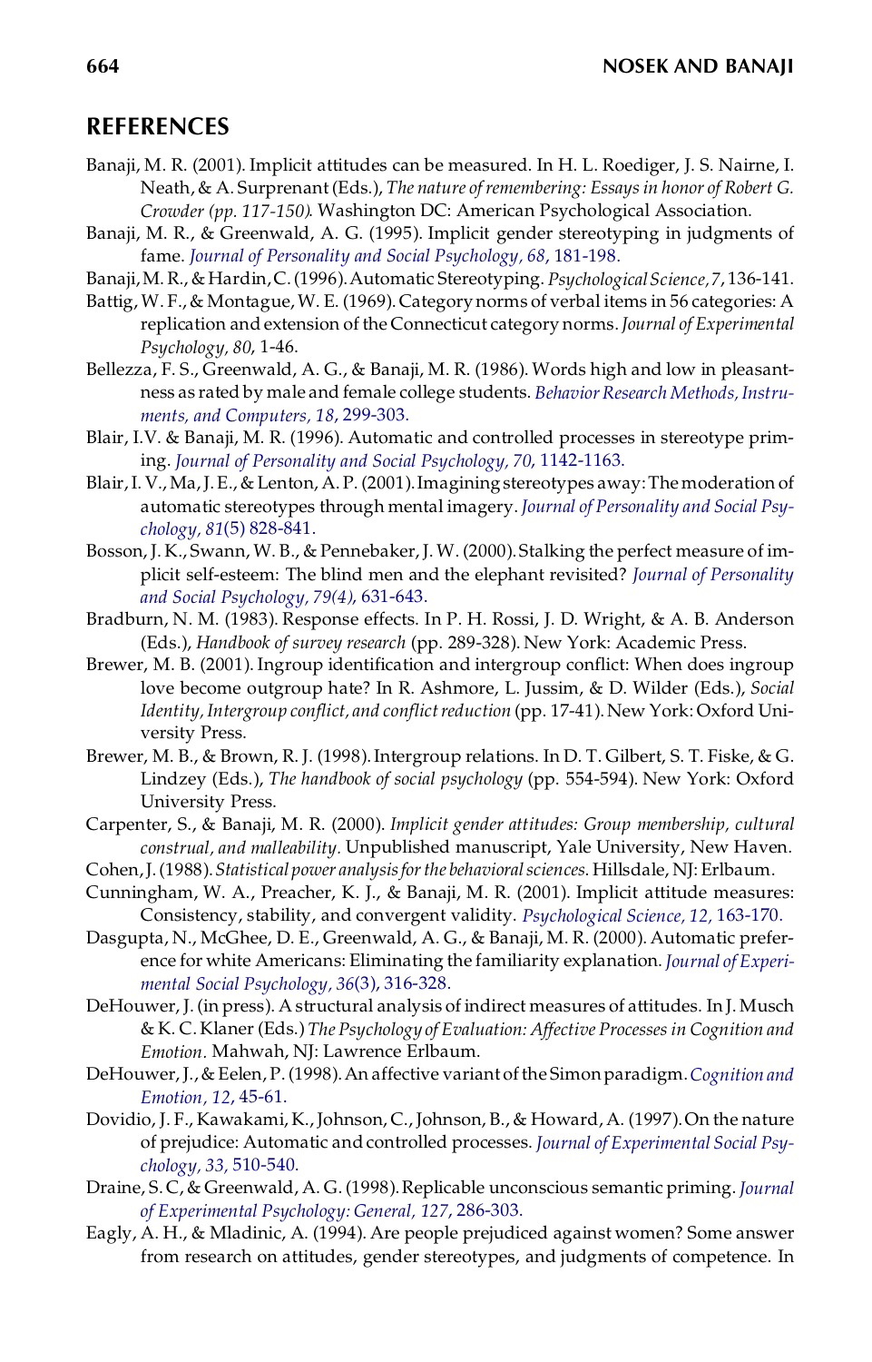## REFERENCES

Banaji, M. R. (2001). Implicit attitudes can be measured. In H. L. Roediger, J. S. Nairne, I. Neath, & A. Surprenant (Eds.), *The nature of remembering: Essays in honor of Robert G. Crowder (pp. 117-150)*. Washington DC: American Psychological Association.

Banaji, M. R., & Greenwald, A. G. (1995). Implicit gender stereotyping in judgments of fame. *Journal of Personality and Social Psychology, 68*, 181-198.

Banaji, M. R., & Hardin, C. (1996). Automatic Stereotyping. *Psychological Science, 7*, 136-141.

Battig, W. F., & Montague, W. E. (1969). Category norms of verbal items in 56 categories: A replication and extension of the Connecticut category norms. *Journal of Experimental Psychology, 80*, 1-46.

Bellezza, F. S., Greenwald, A. G., & Banaji, M. R. (1986). Words high and low in pleasantness as rated by male and female college students. *Behavior Research Methods, Instruments, and Computers, 18*, 299-303.

Blair, I.V. & Banaji, M. R. (1996). Automatic and controlled processes in stereotype priming. *Journal of Personality and Social Psychology, 70*, 1142-1163.

Blair, I. V., Ma, J. E., & Lenton, A. P. (2001). Imagining stereotypes away: The moderation of automatic stereotypes through mental imagery. *Journal of Personality and Social Psychology, 81*(5) 828-841.

Bosson, J. K., Swann, W. B., & Pennebaker, J. W. (2000). Stalking the perfect measure of implicit self-esteem: The blind men and the elephant revisited? *Journal of Personality and Social Psychology, 79(4)*, 631-643.

Bradburn, N. M. (1983). Response effects. In P. H. Rossi, J. D. Wright, & A. B. Anderson (Eds.), *Handbook of survey research* (pp. 289-328). New York: Academic Press.

Brewer, M. B. (2001). Ingroup identification and intergroup conflict: When does ingroup love become outgroup hate? In R. Ashmore, L. Jussim, & D. Wilder (Eds.), *Social Identity, Intergroup conflict, and conflict reduction* (pp. 17-41). New York: Oxford University Press.

Brewer, M. B., & Brown, R. J. (1998). Intergroup relations. In D. T. Gilbert, S. T. Fiske, & G. Lindzey (Eds.), *The handbook of social psychology* (pp. 554-594). New York: Oxford University Press.

Carpenter, S., & Banaji, M. R. (2000). *Implicit gender attitudes: Group membership, cultural construal, and malleability.* Unpublished manuscript, Yale University, New Haven.

Cohen, J. (1988). *Statistical power analysis for the behavioral sciences.* Hillsdale, NJ: Erlbaum.

Cunningham, W. A., Preacher, K. J., & Banaji, M. R. (2001). Implicit attitude measures: Consistency, stability, and convergent validity. *Psychological Science, 12,* 163-170.

Dasgupta, N., McGhee, D. E., Greenwald, A. G., & Banaji, M. R. (2000). Automatic preference for white Americans: Eliminating the familiarity explanation. *Journal of Experimental Social Psychology, 36*(3), 316-328.

DeHouwer, J. (in press). A structural analysis of indirect measures of attitudes. In J. Musch & K. C. Klaner (Eds.) *The Psychology of Evaluation: Affective Processes in Cognition and Emotion.* Mahwah, NJ: Lawrence Erlbaum.

DeHouwer, J., & Eelen, P. (1998). An affective variant of the Simon paradigm. *Cognition and Emotion, 12*, 45-61.

Dovidio, J. F., Kawakami, K., Johnson, C., Johnson, B., & Howard, A. (1997). On the nature of prejudice: Automatic and controlled processes. *Journal of Experimental Social Psychology, 33,* 510-540.

Draine, S. C, & Greenwald, A. G. (1998). Replicable unconscious semantic priming. *Journal of Experimental Psychology: General, 127*, 286-303.

Eagly, A. H., & Mladinic, A. (1994). Are people prejudiced against women? Some answer from research on attitudes, gender stereotypes, and judgments of competence. In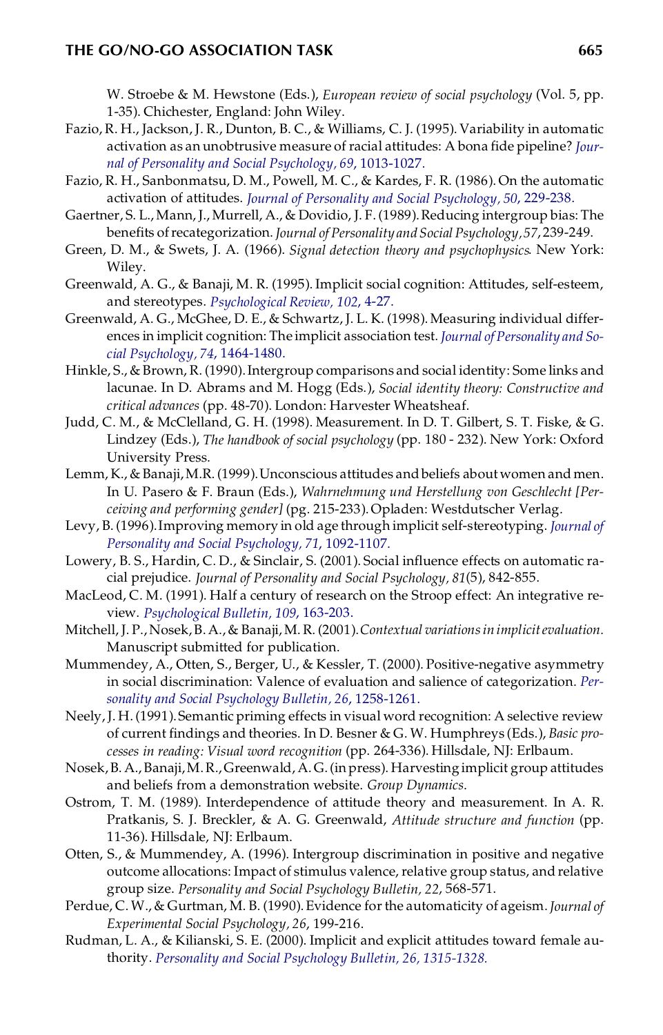W. Stroebe & M. Hewstone (Eds.), *European review of social psychology* (Vol. 5, pp. 1-35). Chichester, England: John Wiley.

Fazio, R. H., Jackson, J. R., Dunton, B. C., & Williams, C. J. (1995). Variability in automatic activation as an unobtrusive measure of racial attitudes: A bona fide pipeline? *Journal of Personality and Social Psychology, 69*, 1013-1027.

Fazio, R. H., Sanbonmatsu, D. M., Powell, M. C., & Kardes, F. R. (1986). On the automatic activation of attitudes. *Journal of Personality and Social Psychology, 50*, 229-238.

Gaertner, S. L., Mann, J., Murrell, A., & Dovidio, J. F. (1989). Reducing intergroup bias: The benefits of recategorization. *Journal of Personality and Social Psychology, 57*, 239-249.

Green, D. M., & Swets, J. A. (1966). *Signal detection theory and psychophysics*. New York: Wiley.

Greenwald, A. G., & Banaji, M. R. (1995). Implicit social cognition: Attitudes, self-esteem, and stereotypes. *Psychological Review, 102*, 4-27.

Greenwald, A. G., McGhee, D. E., & Schwartz, J. L. K. (1998). Measuring individual differences in implicit cognition: The implicit association test. *Journal of Personality and Social Psychology, 74*, 1464-1480.

Hinkle, S., & Brown, R. (1990). Intergroup comparisons and social identity: Some links and lacunae. In D. Abrams and M. Hogg (Eds.), *Social identity theory: Constructive and critical advances* (pp. 48-70). London: Harvester Wheatsheaf.

Judd, C. M., & McClelland, G. H. (1998). Measurement. In D. T. Gilbert, S. T. Fiske, & G. Lindzey (Eds.), *The handbook of social psychology* (pp. 180 - 232). New York: Oxford University Press.

Lemm, K., & Banaji, M.R. (1999). Unconscious attitudes and beliefs about women and men. In U. Pasero & F. Braun (Eds.), *Wahrnehmung und Herstellung von Geschlecht [Perceiving and performing gender]* (pg. 215-233). Opladen: Westdutscher Verlag.

Levy, B. (1996). Improving memory in old age through implicit self-stereotyping. *Journal of Personality and Social Psychology, 71*, 1092-1107.

Lowery, B. S., Hardin, C. D., & Sinclair, S. (2001). Social influence effects on automatic racial prejudice. *Journal of Personality and Social Psychology, 81*(5), 842-855.

MacLeod, C. M. (1991). Half a century of research on the Stroop effect: An integrative review. *Psychological Bulletin, 109*, 163-203.

Mitchell, J. P., Nosek, B. A., & Banaji, M. R. (2001). *Contextual variations in implicit evaluation.* Manuscript submitted for publication.

Mummendey, A., Otten, S., Berger, U., & Kessler, T. (2000). Positive-negative asymmetry in social discrimination: Valence of evaluation and salience of categorization. *Personality and Social Psychology Bulletin, 26*, 1258-1261.

Neely, J. H. (1991). Semantic priming effects in visual word recognition: A selective review of current findings and theories. In D. Besner & G. W. Humphreys (Eds.), *Basic processes in reading: Visual word recognition* (pp. 264-336). Hillsdale, NJ: Erlbaum.

Nosek, B. A., Banaji, M. R., Greenwald, A. G. (in press). Harvesting implicit group attitudes and beliefs from a demonstration website. *Group Dynamics*.

Ostrom, T. M. (1989). Interdependence of attitude theory and measurement. In A. R. Pratkanis, S. J. Breckler, & A. G. Greenwald, *Attitude structure and function* (pp. 11-36). Hillsdale, NJ: Erlbaum.

Otten, S., & Mummendey, A. (1996). Intergroup discrimination in positive and negative outcome allocations: Impact of stimulus valence, relative group status, and relative group size. *Personality and Social Psychology Bulletin, 22*, 568-571.

Perdue, C. W., & Gurtman, M. B. (1990). Evidence for the automaticity of ageism. *Journal of Experimental Social Psychology, 26*, 199-216.

Rudman, L. A., & Kilianski, S. E. (2000). Implicit and explicit attitudes toward female authority. *Personality and Social Psychology Bulletin, 26, 1315-1328.*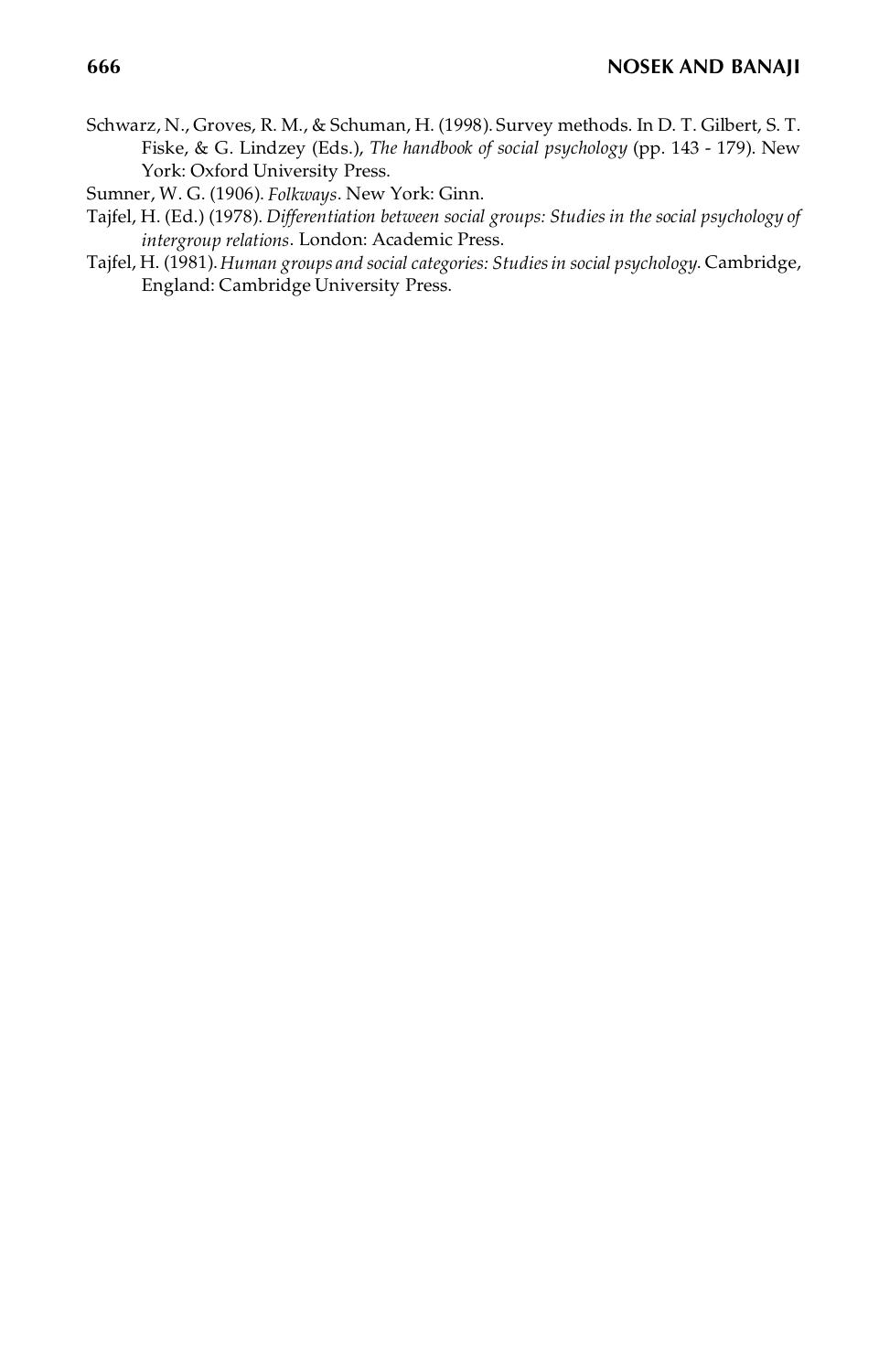Schwarz, N., Groves, R. M., & Schuman, H. (1998). Survey methods. In D. T. Gilbert, S. T. Fiske, & G. Lindzey (Eds.), *The handbook of social psychology* (pp. 143 - 179). New York: Oxford University Press.

Sumner, W. G. (1906). *Folkways*. New York: Ginn.

Tajfel, H. (Ed.) (1978). *Differentiation between social groups: Studies in the social psychology of intergroup relations*. London: Academic Press.

Tajfel, H. (1981). *Human groups and social categories: Studies in social psychology*. Cambridge, England: Cambridge University Press.